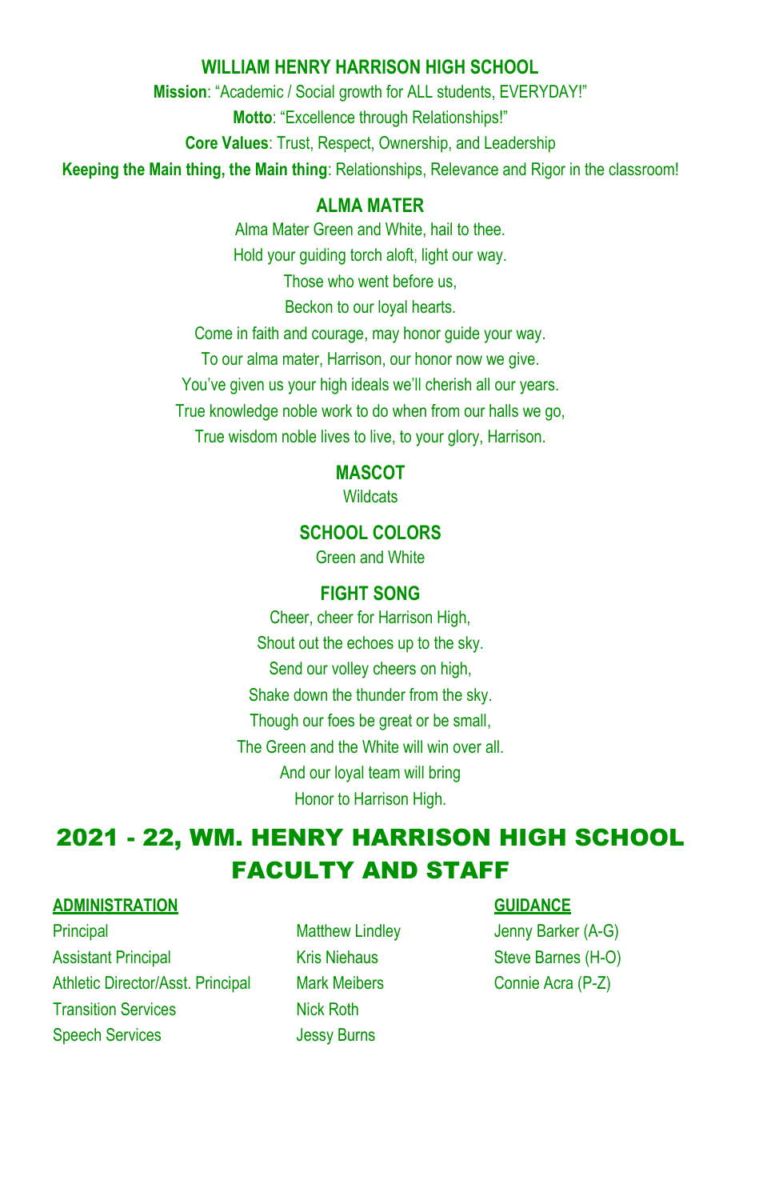## WILLIAM HENRY HARRISON HIGH SCHOOL

**Mission**: "Academic / Social growth for ALL students, EVERYDAY!"

**Motto**: "Excellence through Relationships!"

**Core Values**: Trust, Respect, Ownership, and Leadership

**Keeping the Main thing, the Main thing**: Relationships, Relevance and Rigor in the classroom!

### ALMA MATER

Alma Mater Green and White, hail to thee.
Hold your guiding torch aloft, light our way.
Those who went before us,
Beckon to our loyal hearts.
Come in faith and courage, may honor guide your way.
To our alma mater, Harrison, our honor now we give.
You've given us your high ideals we'll cherish all our years.
True knowledge noble work to do when from our halls we go,
True wisdom noble lives to live, to your glory, Harrison.

### MASCOT

Wildcats

### SCHOOL COLORS

Green and White

### FIGHT SONG

Cheer, cheer for Harrison High,
Shout out the echoes up to the sky.
Send our volley cheers on high,
Shake down the thunder from the sky.
Though our foes be great or be small,
The Green and the White will win over all.
And our loyal team will bring
Honor to Harrison High.

# 2021 - 22, WM. HENRY HARRISON HIGH SCHOOL FACULTY AND STAFF

**ADMINISTRATION**

| | |
|---|---|
| Principal | Matthew Lindley |
| Assistant Principal | Kris Niehaus |
| Athletic Director/Asst. Principal | Mark Meibers |
| Transition Services | Nick Roth |
| Speech Services | Jessy Burns |

**GUIDANCE**

Jenny Barker (A-G)
Steve Barnes (H-O)
Connie Acra (P-Z)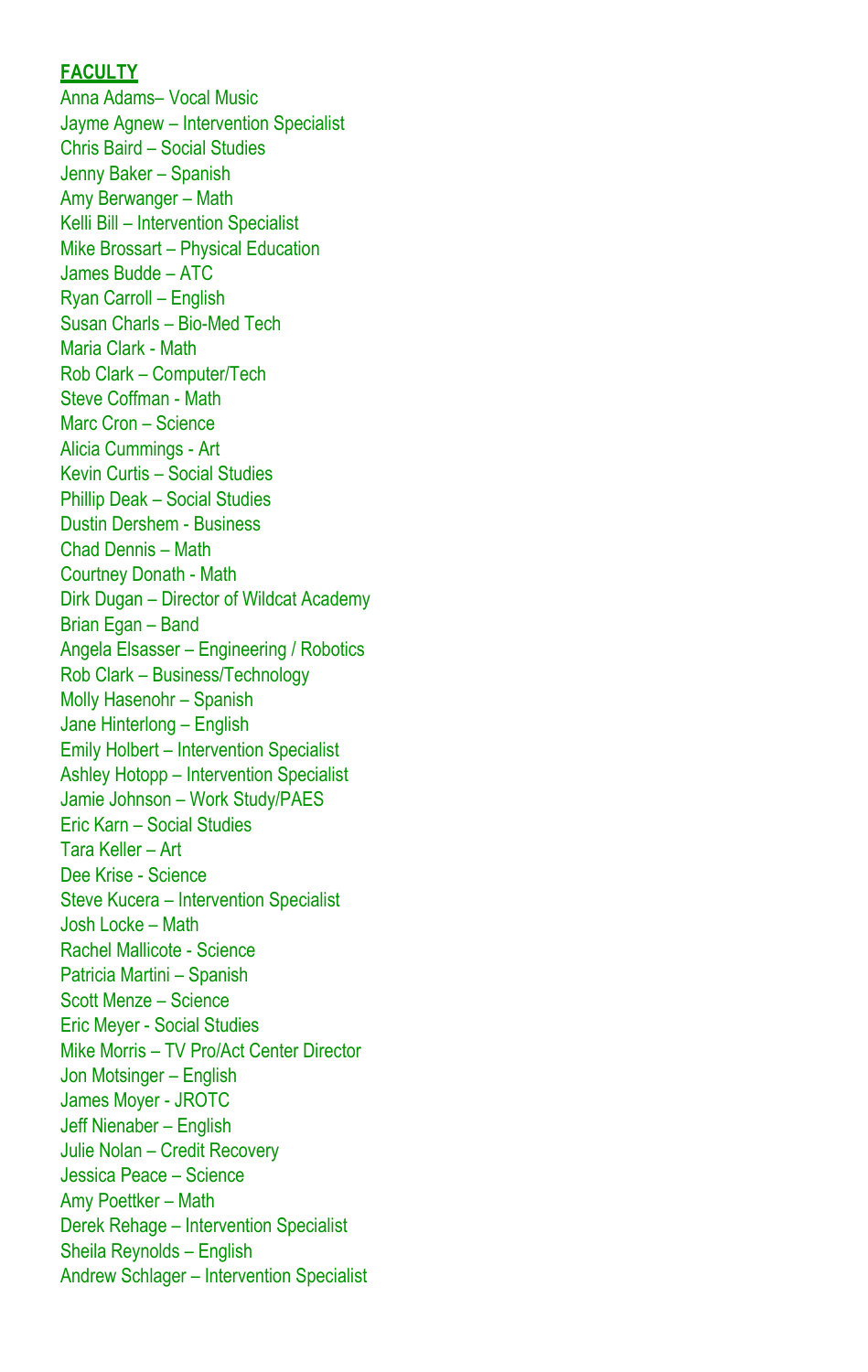**FACULTY**

Anna Adams– Vocal Music
Jayme Agnew – Intervention Specialist
Chris Baird – Social Studies
Jenny Baker – Spanish
Amy Berwanger – Math
Kelli Bill – Intervention Specialist
Mike Brossart – Physical Education
James Budde – ATC
Ryan Carroll – English
Susan Charls – Bio-Med Tech
Maria Clark - Math
Rob Clark – Computer/Tech
Steve Coffman - Math
Marc Cron – Science
Alicia Cummings - Art
Kevin Curtis – Social Studies
Phillip Deak – Social Studies
Dustin Dershem - Business
Chad Dennis – Math
Courtney Donath - Math
Dirk Dugan – Director of Wildcat Academy
Brian Egan – Band
Angela Elsasser – Engineering / Robotics
Rob Clark – Business/Technology
Molly Hasenohr – Spanish
Jane Hinterlong – English
Emily Holbert – Intervention Specialist
Ashley Hotopp – Intervention Specialist
Jamie Johnson – Work Study/PAES
Eric Karn – Social Studies
Tara Keller – Art
Dee Krise - Science
Steve Kucera – Intervention Specialist
Josh Locke – Math
Rachel Mallicote - Science
Patricia Martini – Spanish
Scott Menze – Science
Eric Meyer - Social Studies
Mike Morris – TV Pro/Act Center Director
Jon Motsinger – English
James Moyer - JROTC
Jeff Nienaber – English
Julie Nolan – Credit Recovery
Jessica Peace – Science
Amy Poettker – Math
Derek Rehage – Intervention Specialist
Sheila Reynolds – English
Andrew Schlager – Intervention Specialist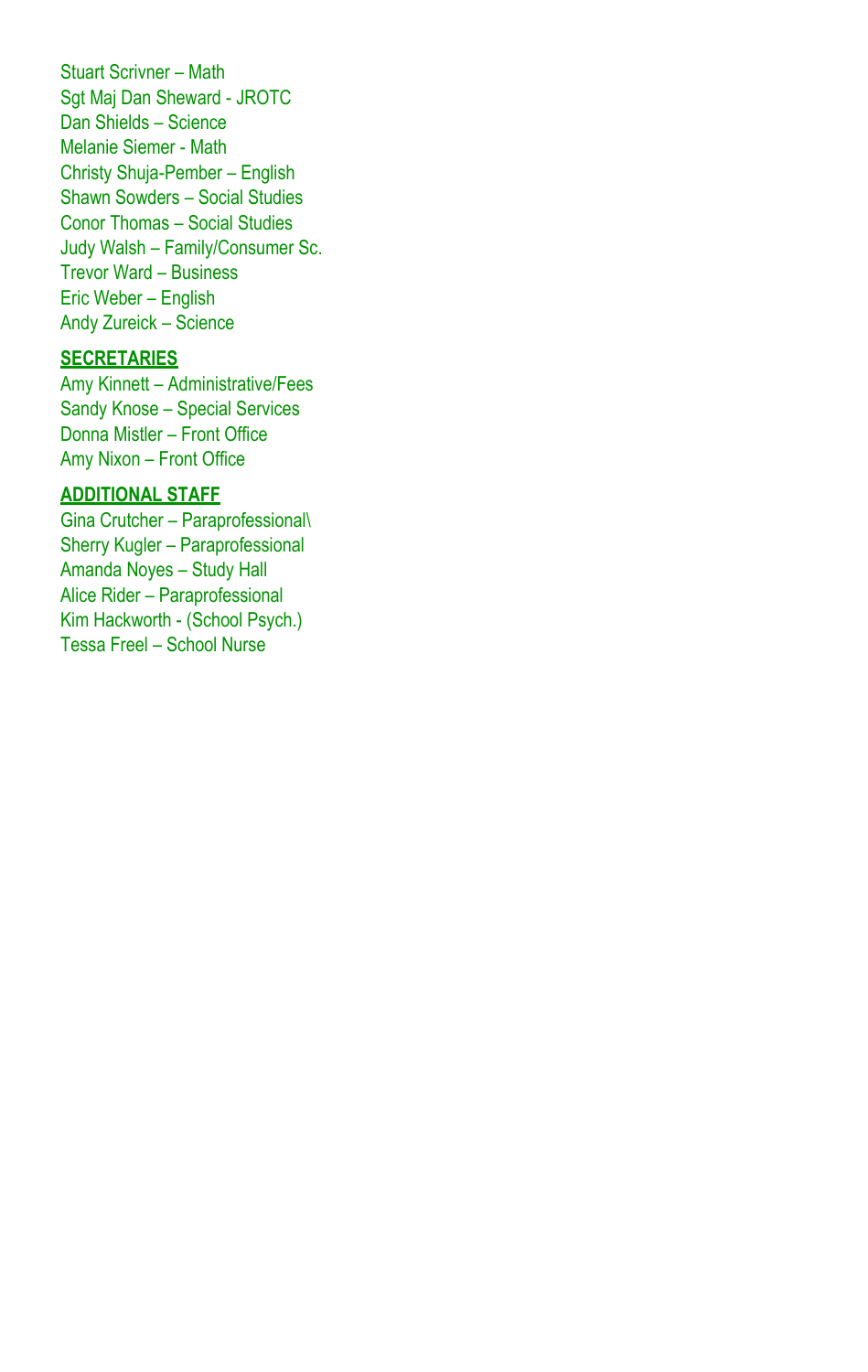Stuart Scrivner – Math
Sgt Maj Dan Sheward - JROTC
Dan Shields – Science
Melanie Siemer - Math
Christy Shuja-Pember – English
Shawn Sowders – Social Studies
Conor Thomas – Social Studies
Judy Walsh – Family/Consumer Sc.
Trevor Ward – Business
Eric Weber – English
Andy Zureick – Science

**SECRETARIES**

Amy Kinnett – Administrative/Fees
Sandy Knose – Special Services
Donna Mistler – Front Office
Amy Nixon – Front Office

**ADDITIONAL STAFF**

Gina Crutcher – Paraprofessional\
Sherry Kugler – Paraprofessional
Amanda Noyes – Study Hall
Alice Rider – Paraprofessional
Kim Hackworth - (School Psych.)
Tessa Freel – School Nurse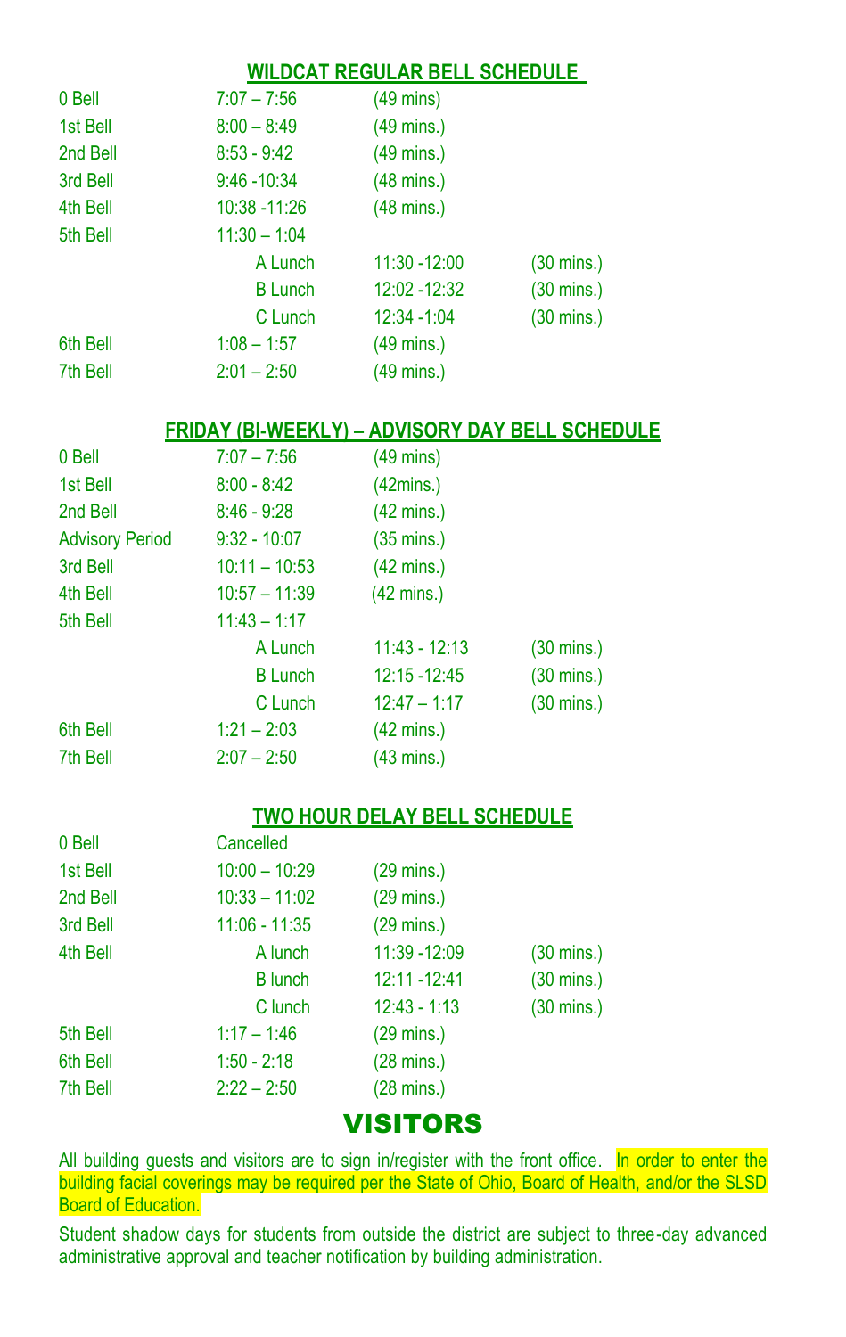## WILDCAT REGULAR BELL SCHEDULE

| | | | |
|---|---|---|---|
| 0 Bell | 7:07 – 7:56 | (49 mins) | |
| 1st Bell | 8:00 – 8:49 | (49 mins.) | |
| 2nd Bell | 8:53 - 9:42 | (49 mins.) | |
| 3rd Bell | 9:46 -10:34 | (48 mins.) | |
| 4th Bell | 10:38 -11:26 | (48 mins.) | |
| 5th Bell | 11:30 – 1:04 | | |
| | A Lunch | 11:30 -12:00 | (30 mins.) |
| | B Lunch | 12:02 -12:32 | (30 mins.) |
| | C Lunch | 12:34 -1:04 | (30 mins.) |
| 6th Bell | 1:08 – 1:57 | (49 mins.) | |
| 7th Bell | 2:01 – 2:50 | (49 mins.) | |

## FRIDAY (BI-WEEKLY) – ADVISORY DAY BELL SCHEDULE

| | | | |
|---|---|---|---|
| 0 Bell | 7:07 – 7:56 | (49 mins) | |
| 1st Bell | 8:00 - 8:42 | (42mins.) | |
| 2nd Bell | 8:46 - 9:28 | (42 mins.) | |
| Advisory Period | 9:32 - 10:07 | (35 mins.) | |
| 3rd Bell | 10:11 – 10:53 | (42 mins.) | |
| 4th Bell | 10:57 – 11:39 | (42 mins.) | |
| 5th Bell | 11:43 – 1:17 | | |
| | A Lunch | 11:43 - 12:13 | (30 mins.) |
| | B Lunch | 12:15 -12:45 | (30 mins.) |
| | C Lunch | 12:47 – 1:17 | (30 mins.) |
| 6th Bell | 1:21 – 2:03 | (42 mins.) | |
| 7th Bell | 2:07 – 2:50 | (43 mins.) | |

## TWO HOUR DELAY BELL SCHEDULE

| | | | |
|---|---|---|---|
| 0 Bell | Cancelled | | |
| 1st Bell | 10:00 – 10:29 | (29 mins.) | |
| 2nd Bell | 10:33 – 11:02 | (29 mins.) | |
| 3rd Bell | 11:06 - 11:35 | (29 mins.) | |
| 4th Bell | A lunch | 11:39 -12:09 | (30 mins.) |
| | B lunch | 12:11 -12:41 | (30 mins.) |
| | C lunch | 12:43 - 1:13 | (30 mins.) |
| 5th Bell | 1:17 – 1:46 | (29 mins.) | |
| 6th Bell | 1:50 - 2:18 | (28 mins.) | |
| 7th Bell | 2:22 – 2:50 | (28 mins.) | |

# VISITORS

All building guests and visitors are to sign in/register with the front office. In order to enter the building facial coverings may be required per the State of Ohio, Board of Health, and/or the SLSD Board of Education.

Student shadow days for students from outside the district are subject to three-day advanced administrative approval and teacher notification by building administration.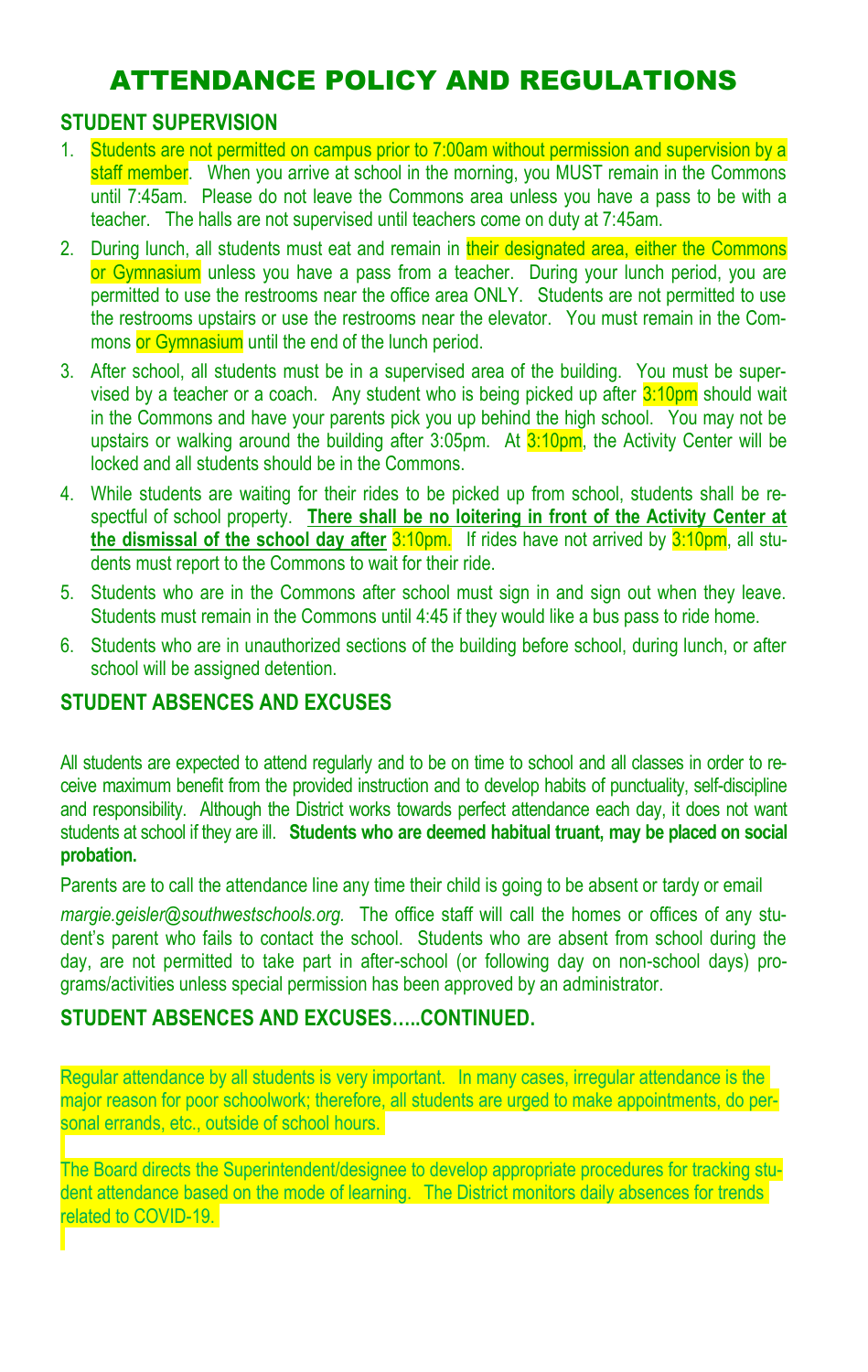# ATTENDANCE POLICY AND REGULATIONS

## STUDENT SUPERVISION

1. Students are not permitted on campus prior to 7:00am without permission and supervision by a staff member. When you arrive at school in the morning, you MUST remain in the Commons until 7:45am. Please do not leave the Commons area unless you have a pass to be with a teacher. The halls are not supervised until teachers come on duty at 7:45am.
2. During lunch, all students must eat and remain in their designated area, either the Commons or Gymnasium unless you have a pass from a teacher. During your lunch period, you are permitted to use the restrooms near the office area ONLY. Students are not permitted to use the restrooms upstairs or use the restrooms near the elevator. You must remain in the Commons or Gymnasium until the end of the lunch period.
3. After school, all students must be in a supervised area of the building. You must be supervised by a teacher or a coach. Any student who is being picked up after 3:10pm should wait in the Commons and have your parents pick you up behind the high school. You may not be upstairs or walking around the building after 3:05pm. At 3:10pm, the Activity Center will be locked and all students should be in the Commons.
4. While students are waiting for their rides to be picked up from school, students shall be respectful of school property. **There shall be no loitering in front of the Activity Center at the dismissal of the school day after** 3:10pm. If rides have not arrived by 3:10pm, all students must report to the Commons to wait for their ride.
5. Students who are in the Commons after school must sign in and sign out when they leave. Students must remain in the Commons until 4:45 if they would like a bus pass to ride home.
6. Students who are in unauthorized sections of the building before school, during lunch, or after school will be assigned detention.

## STUDENT ABSENCES AND EXCUSES

All students are expected to attend regularly and to be on time to school and all classes in order to receive maximum benefit from the provided instruction and to develop habits of punctuality, self-discipline and responsibility. Although the District works towards perfect attendance each day, it does not want students at school if they are ill. **Students who are deemed habitual truant, may be placed on social probation.**

Parents are to call the attendance line any time their child is going to be absent or tardy or email

*margie.geisler@southwestschools.org*. The office staff will call the homes or offices of any student's parent who fails to contact the school. Students who are absent from school during the day, are not permitted to take part in after-school (or following day on non-school days) programs/activities unless special permission has been approved by an administrator.

## STUDENT ABSENCES AND EXCUSES…..CONTINUED.

Regular attendance by all students is very important. In many cases, irregular attendance is the major reason for poor schoolwork; therefore, all students are urged to make appointments, do personal errands, etc., outside of school hours.

The Board directs the Superintendent/designee to develop appropriate procedures for tracking student attendance based on the mode of learning. The District monitors daily absences for trends related to COVID-19.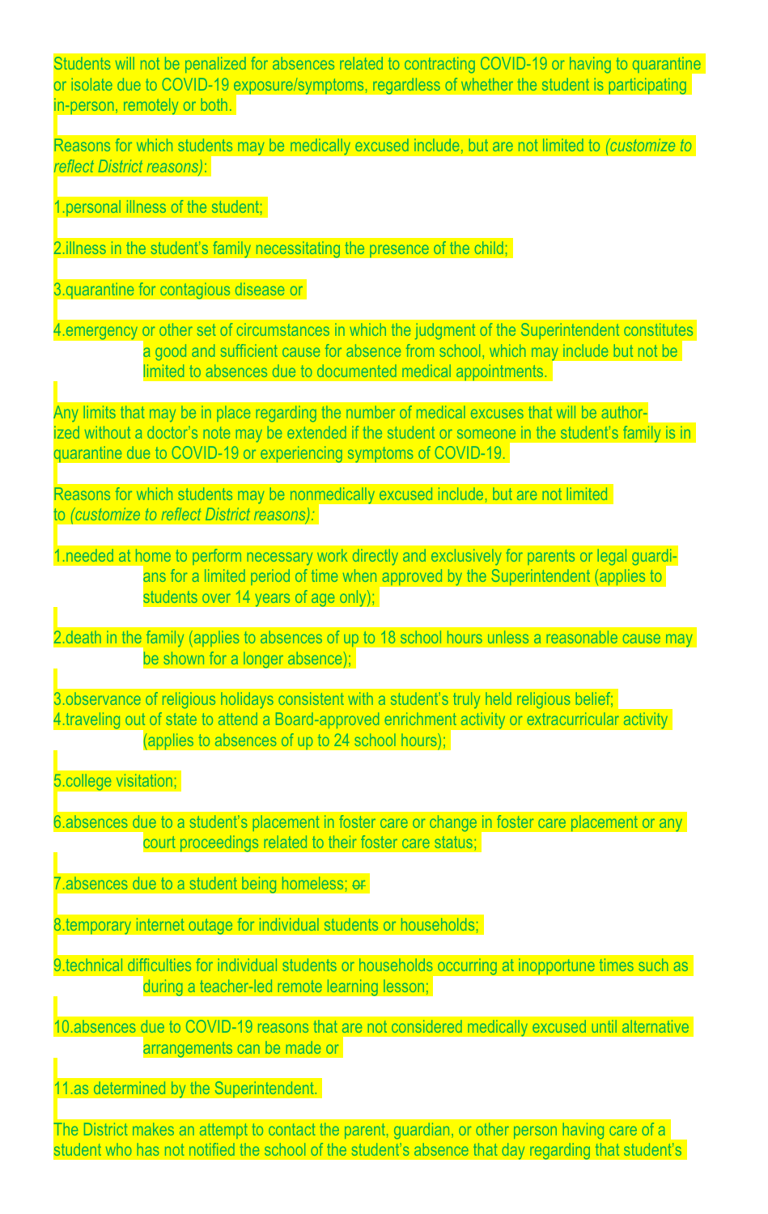Students will not be penalized for absences related to contracting COVID-19 or having to quarantine or isolate due to COVID-19 exposure/symptoms, regardless of whether the student is participating in-person, remotely or both.

Reasons for which students may be medically excused include, but are not limited to *(customize to reflect District reasons)*:

1. personal illness of the student;

2. illness in the student's family necessitating the presence of the child;

3. quarantine for contagious disease or

4. emergency or other set of circumstances in which the judgment of the Superintendent constitutes a good and sufficient cause for absence from school, which may include but not be limited to absences due to documented medical appointments.

Any limits that may be in place regarding the number of medical excuses that will be authorized without a doctor's note may be extended if the student or someone in the student's family is in quarantine due to COVID-19 or experiencing symptoms of COVID-19.

Reasons for which students may be nonmedically excused include, but are not limited to *(customize to reflect District reasons):*

1. needed at home to perform necessary work directly and exclusively for parents or legal guardians for a limited period of time when approved by the Superintendent (applies to students over 14 years of age only);

2. death in the family (applies to absences of up to 18 school hours unless a reasonable cause may be shown for a longer absence);

3. observance of religious holidays consistent with a student's truly held religious belief;

4. traveling out of state to attend a Board-approved enrichment activity or extracurricular activity (applies to absences of up to 24 school hours);

5. college visitation;

6. absences due to a student's placement in foster care or change in foster care placement or any court proceedings related to their foster care status;

7. absences due to a student being homeless; ~~or~~

8. temporary internet outage for individual students or households;

9. technical difficulties for individual students or households occurring at inopportune times such as during a teacher-led remote learning lesson;

10. absences due to COVID-19 reasons that are not considered medically excused until alternative arrangements can be made or

11. as determined by the Superintendent.

The District makes an attempt to contact the parent, guardian, or other person having care of a student who has not notified the school of the student's absence that day regarding that student's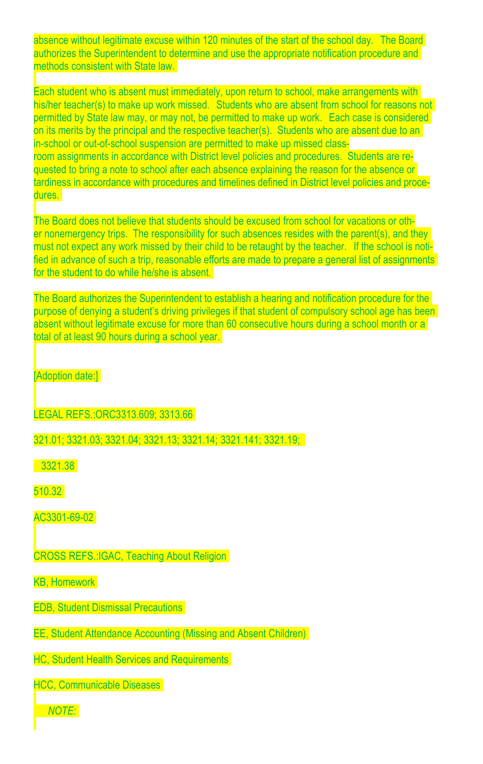absence without legitimate excuse within 120 minutes of the start of the school day. The Board authorizes the Superintendent to determine and use the appropriate notification procedure and methods consistent with State law.

Each student who is absent must immediately, upon return to school, make arrangements with his/her teacher(s) to make up work missed. Students who are absent from school for reasons not permitted by State law may, or may not, be permitted to make up work. Each case is considered on its merits by the principal and the respective teacher(s). Students who are absent due to an in-school or out-of-school suspension are permitted to make up missed classroom assignments in accordance with District level policies and procedures. Students are requested to bring a note to school after each absence explaining the reason for the absence or tardiness in accordance with procedures and timelines defined in District level policies and procedures.

The Board does not believe that students should be excused from school for vacations or other nonemergency trips. The responsibility for such absences resides with the parent(s), and they must not expect any work missed by their child to be retaught by the teacher. If the school is notified in advance of such a trip, reasonable efforts are made to prepare a general list of assignments for the student to do while he/she is absent.

The Board authorizes the Superintendent to establish a hearing and notification procedure for the purpose of denying a student's driving privileges if that student of compulsory school age has been absent without legitimate excuse for more than 60 consecutive hours during a school month or a total of at least 90 hours during a school year.

[Adoption date:]

LEGAL REFS.:ORC3313.609; 3313.66

321.01; 3321.03; 3321.04; 3321.13; 3321.14; 3321.141; 3321.19;

3321.38

510.32

AC3301-69-02

CROSS REFS.:IGAC, Teaching About Religion

KB, Homework

EDB, Student Dismissal Precautions

EE, Student Attendance Accounting (Missing and Absent Children)

HC, Student Health Services and Requirements

HCC, Communicable Diseases

*NOTE:*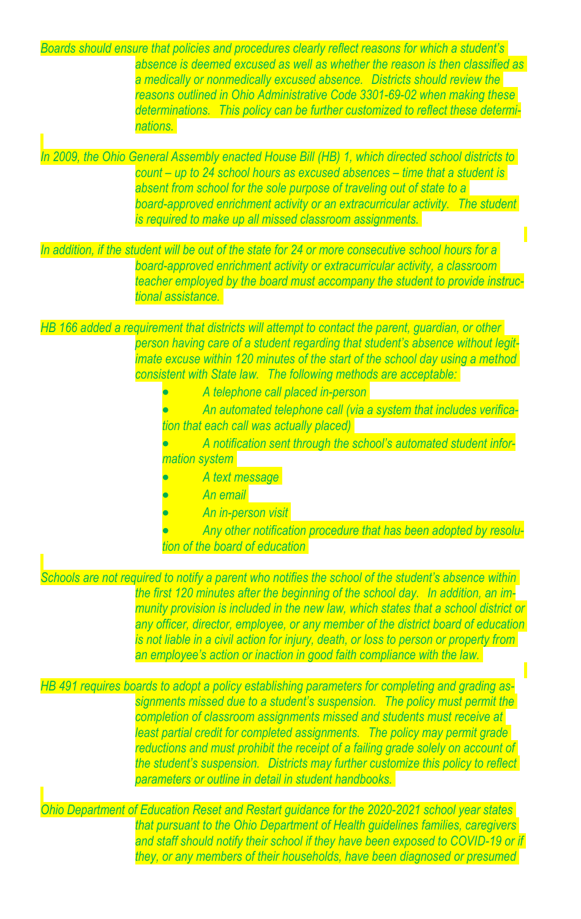*Boards should ensure that policies and procedures clearly reflect reasons for which a student's absence is deemed excused as well as whether the reason is then classified as a medically or nonmedically excused absence. Districts should review the reasons outlined in Ohio Administrative Code 3301-69-02 when making these determinations. This policy can be further customized to reflect these determinations.*

*In 2009, the Ohio General Assembly enacted House Bill (HB) 1, which directed school districts to count – up to 24 school hours as excused absences – time that a student is absent from school for the sole purpose of traveling out of state to a board-approved enrichment activity or an extracurricular activity. The student is required to make up all missed classroom assignments.*

*In addition, if the student will be out of the state for 24 or more consecutive school hours for a board-approved enrichment activity or extracurricular activity, a classroom teacher employed by the board must accompany the student to provide instructional assistance.*

*HB 166 added a requirement that districts will attempt to contact the parent, guardian, or other person having care of a student regarding that student's absence without legitimate excuse within 120 minutes of the start of the school day using a method consistent with State law. The following methods are acceptable:*

- *A telephone call placed in-person*
- *An automated telephone call (via a system that includes verification that each call was actually placed)*
- *A notification sent through the school's automated student information system*
- *A text message*
- *An email*
- *An in-person visit*
- *Any other notification procedure that has been adopted by resolution of the board of education*

*Schools are not required to notify a parent who notifies the school of the student's absence within the first 120 minutes after the beginning of the school day. In addition, an immunity provision is included in the new law, which states that a school district or any officer, director, employee, or any member of the district board of education is not liable in a civil action for injury, death, or loss to person or property from an employee's action or inaction in good faith compliance with the law.*

*HB 491 requires boards to adopt a policy establishing parameters for completing and grading assignments missed due to a student's suspension. The policy must permit the completion of classroom assignments missed and students must receive at least partial credit for completed assignments. The policy may permit grade reductions and must prohibit the receipt of a failing grade solely on account of the student's suspension. Districts may further customize this policy to reflect parameters or outline in detail in student handbooks.*

*Ohio Department of Education Reset and Restart guidance for the 2020-2021 school year states that pursuant to the Ohio Department of Health guidelines families, caregivers and staff should notify their school if they have been exposed to COVID-19 or if they, or any members of their households, have been diagnosed or presumed*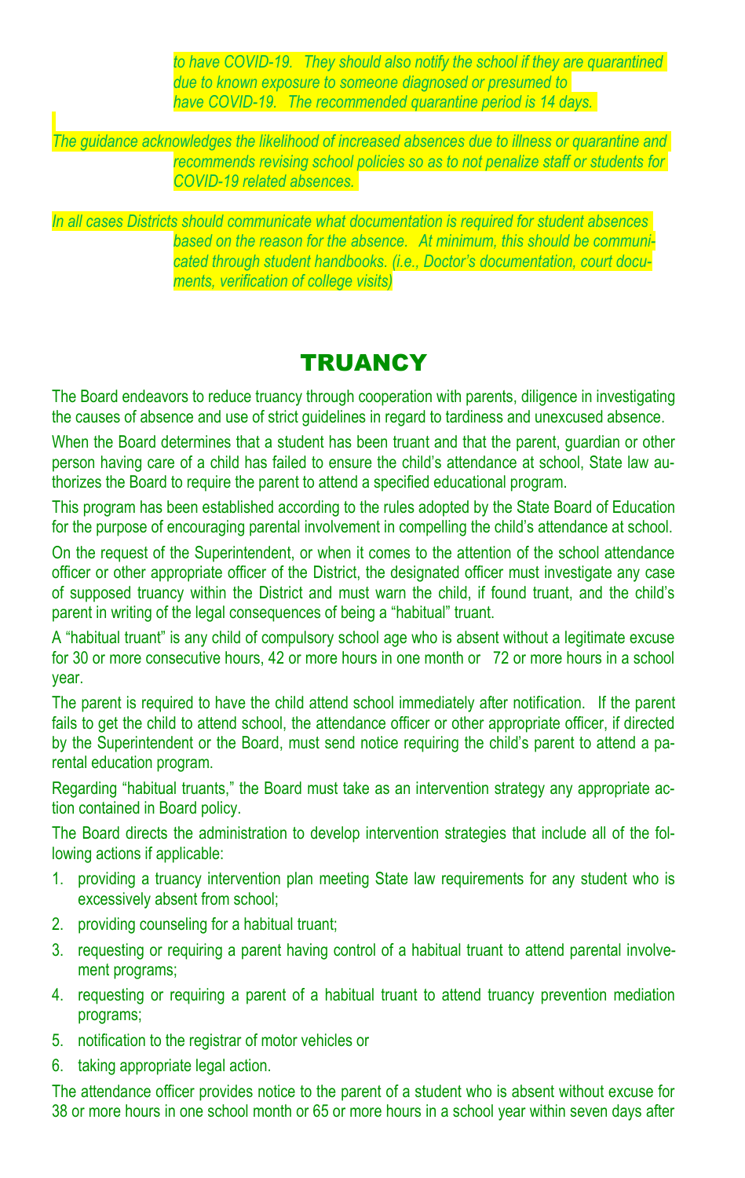*to have COVID-19. They should also notify the school if they are quarantined due to known exposure to someone diagnosed or presumed to have COVID-19. The recommended quarantine period is 14 days.*

*The guidance acknowledges the likelihood of increased absences due to illness or quarantine and recommends revising school policies so as to not penalize staff or students for COVID-19 related absences.*

*In all cases Districts should communicate what documentation is required for student absences based on the reason for the absence. At minimum, this should be communicated through student handbooks. (i.e., Doctor's documentation, court documents, verification of college visits)*

# TRUANCY

The Board endeavors to reduce truancy through cooperation with parents, diligence in investigating the causes of absence and use of strict guidelines in regard to tardiness and unexcused absence.

When the Board determines that a student has been truant and that the parent, guardian or other person having care of a child has failed to ensure the child's attendance at school, State law authorizes the Board to require the parent to attend a specified educational program.

This program has been established according to the rules adopted by the State Board of Education for the purpose of encouraging parental involvement in compelling the child's attendance at school.

On the request of the Superintendent, or when it comes to the attention of the school attendance officer or other appropriate officer of the District, the designated officer must investigate any case of supposed truancy within the District and must warn the child, if found truant, and the child's parent in writing of the legal consequences of being a "habitual" truant.

A "habitual truant" is any child of compulsory school age who is absent without a legitimate excuse for 30 or more consecutive hours, 42 or more hours in one month or 72 or more hours in a school year.

The parent is required to have the child attend school immediately after notification. If the parent fails to get the child to attend school, the attendance officer or other appropriate officer, if directed by the Superintendent or the Board, must send notice requiring the child's parent to attend a parental education program.

Regarding "habitual truants," the Board must take as an intervention strategy any appropriate action contained in Board policy.

The Board directs the administration to develop intervention strategies that include all of the following actions if applicable:

1. providing a truancy intervention plan meeting State law requirements for any student who is excessively absent from school;
2. providing counseling for a habitual truant;
3. requesting or requiring a parent having control of a habitual truant to attend parental involvement programs;
4. requesting or requiring a parent of a habitual truant to attend truancy prevention mediation programs;
5. notification to the registrar of motor vehicles or
6. taking appropriate legal action.

The attendance officer provides notice to the parent of a student who is absent without excuse for 38 or more hours in one school month or 65 or more hours in a school year within seven days after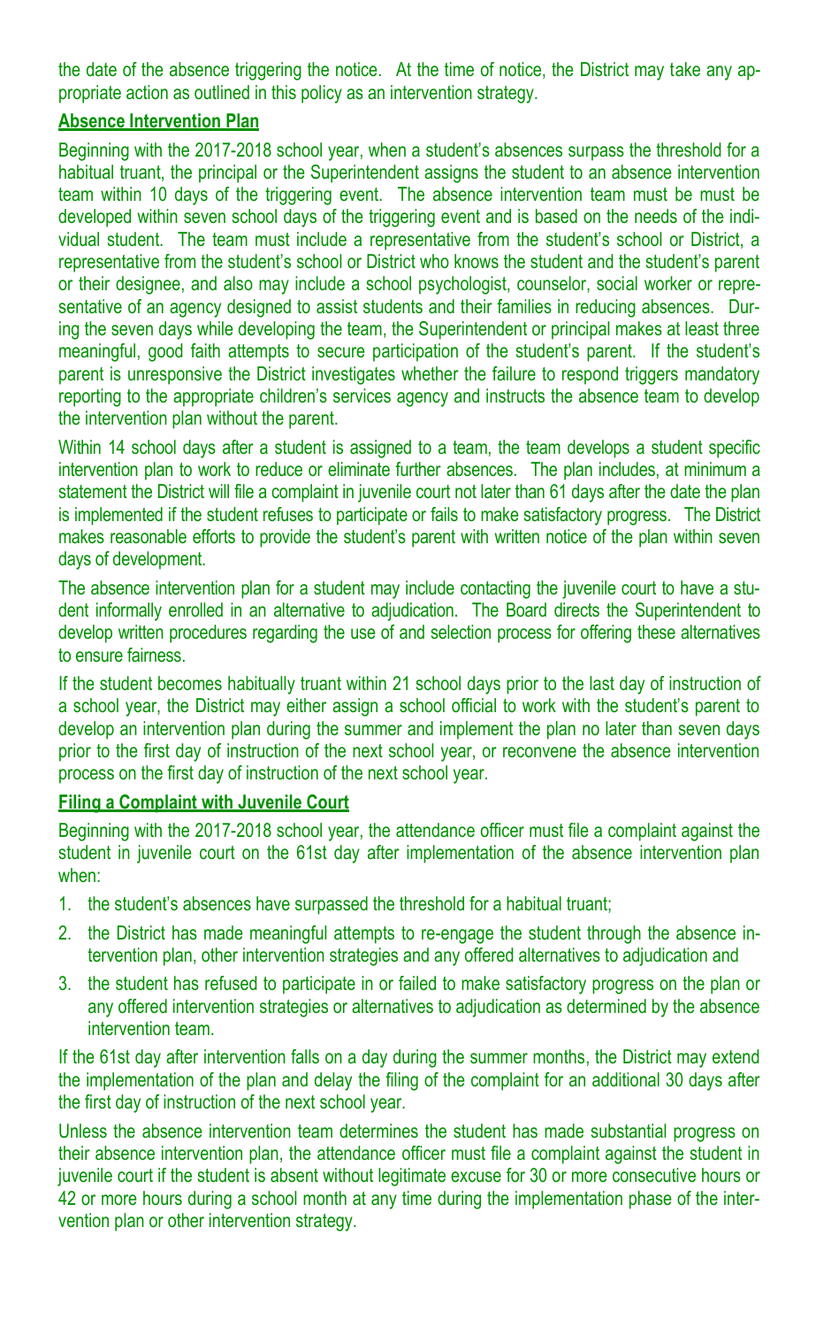the date of the absence triggering the notice. At the time of notice, the District may take any appropriate action as outlined in this policy as an intervention strategy.

**Absence Intervention Plan**

Beginning with the 2017-2018 school year, when a student's absences surpass the threshold for a habitual truant, the principal or the Superintendent assigns the student to an absence intervention team within 10 days of the triggering event. The absence intervention team must be must be developed within seven school days of the triggering event and is based on the needs of the individual student. The team must include a representative from the student's school or District, a representative from the student's school or District who knows the student and the student's parent or their designee, and also may include a school psychologist, counselor, social worker or representative of an agency designed to assist students and their families in reducing absences. During the seven days while developing the team, the Superintendent or principal makes at least three meaningful, good faith attempts to secure participation of the student's parent. If the student's parent is unresponsive the District investigates whether the failure to respond triggers mandatory reporting to the appropriate children's services agency and instructs the absence team to develop the intervention plan without the parent.

Within 14 school days after a student is assigned to a team, the team develops a student specific intervention plan to work to reduce or eliminate further absences. The plan includes, at minimum a statement the District will file a complaint in juvenile court not later than 61 days after the date the plan is implemented if the student refuses to participate or fails to make satisfactory progress. The District makes reasonable efforts to provide the student's parent with written notice of the plan within seven days of development.

The absence intervention plan for a student may include contacting the juvenile court to have a student informally enrolled in an alternative to adjudication. The Board directs the Superintendent to develop written procedures regarding the use of and selection process for offering these alternatives to ensure fairness.

If the student becomes habitually truant within 21 school days prior to the last day of instruction of a school year, the District may either assign a school official to work with the student's parent to develop an intervention plan during the summer and implement the plan no later than seven days prior to the first day of instruction of the next school year, or reconvene the absence intervention process on the first day of instruction of the next school year.

**Filing a Complaint with Juvenile Court**

Beginning with the 2017-2018 school year, the attendance officer must file a complaint against the student in juvenile court on the 61st day after implementation of the absence intervention plan when:

1. the student's absences have surpassed the threshold for a habitual truant;
2. the District has made meaningful attempts to re-engage the student through the absence intervention plan, other intervention strategies and any offered alternatives to adjudication and
3. the student has refused to participate in or failed to make satisfactory progress on the plan or any offered intervention strategies or alternatives to adjudication as determined by the absence intervention team.

If the 61st day after intervention falls on a day during the summer months, the District may extend the implementation of the plan and delay the filing of the complaint for an additional 30 days after the first day of instruction of the next school year.

Unless the absence intervention team determines the student has made substantial progress on their absence intervention plan, the attendance officer must file a complaint against the student in juvenile court if the student is absent without legitimate excuse for 30 or more consecutive hours or 42 or more hours during a school month at any time during the implementation phase of the intervention plan or other intervention strategy.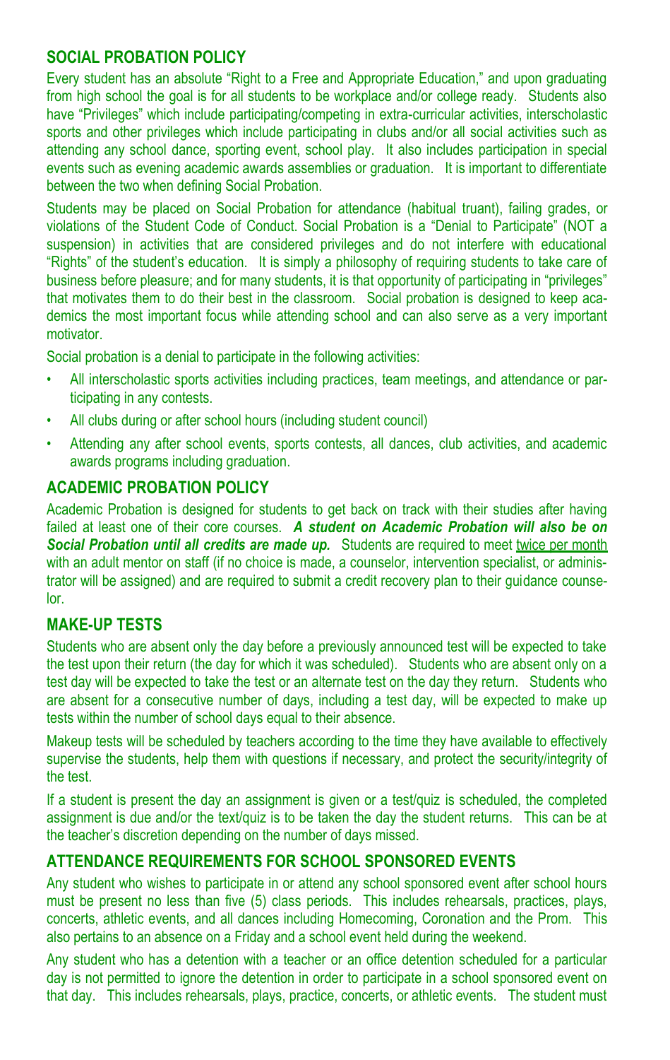## SOCIAL PROBATION POLICY

Every student has an absolute "Right to a Free and Appropriate Education," and upon graduating from high school the goal is for all students to be workplace and/or college ready. Students also have "Privileges" which include participating/competing in extra-curricular activities, interscholastic sports and other privileges which include participating in clubs and/or all social activities such as attending any school dance, sporting event, school play. It also includes participation in special events such as evening academic awards assemblies or graduation. It is important to differentiate between the two when defining Social Probation.

Students may be placed on Social Probation for attendance (habitual truant), failing grades, or violations of the Student Code of Conduct. Social Probation is a "Denial to Participate" (NOT a suspension) in activities that are considered privileges and do not interfere with educational "Rights" of the student's education. It is simply a philosophy of requiring students to take care of business before pleasure; and for many students, it is that opportunity of participating in "privileges" that motivates them to do their best in the classroom. Social probation is designed to keep academics the most important focus while attending school and can also serve as a very important motivator.

Social probation is a denial to participate in the following activities:

- All interscholastic sports activities including practices, team meetings, and attendance or participating in any contests.
- All clubs during or after school hours (including student council)
- Attending any after school events, sports contests, all dances, club activities, and academic awards programs including graduation.

## ACADEMIC PROBATION POLICY

Academic Probation is designed for students to get back on track with their studies after having failed at least one of their core courses. ***A student on Academic Probation will also be on Social Probation until all credits are made up.*** Students are required to meet twice per month with an adult mentor on staff (if no choice is made, a counselor, intervention specialist, or administrator will be assigned) and are required to submit a credit recovery plan to their guidance counselor.

## MAKE-UP TESTS

Students who are absent only the day before a previously announced test will be expected to take the test upon their return (the day for which it was scheduled). Students who are absent only on a test day will be expected to take the test or an alternate test on the day they return. Students who are absent for a consecutive number of days, including a test day, will be expected to make up tests within the number of school days equal to their absence.

Makeup tests will be scheduled by teachers according to the time they have available to effectively supervise the students, help them with questions if necessary, and protect the security/integrity of the test.

If a student is present the day an assignment is given or a test/quiz is scheduled, the completed assignment is due and/or the text/quiz is to be taken the day the student returns. This can be at the teacher's discretion depending on the number of days missed.

## ATTENDANCE REQUIREMENTS FOR SCHOOL SPONSORED EVENTS

Any student who wishes to participate in or attend any school sponsored event after school hours must be present no less than five (5) class periods. This includes rehearsals, practices, plays, concerts, athletic events, and all dances including Homecoming, Coronation and the Prom. This also pertains to an absence on a Friday and a school event held during the weekend.

Any student who has a detention with a teacher or an office detention scheduled for a particular day is not permitted to ignore the detention in order to participate in a school sponsored event on that day. This includes rehearsals, plays, practice, concerts, or athletic events. The student must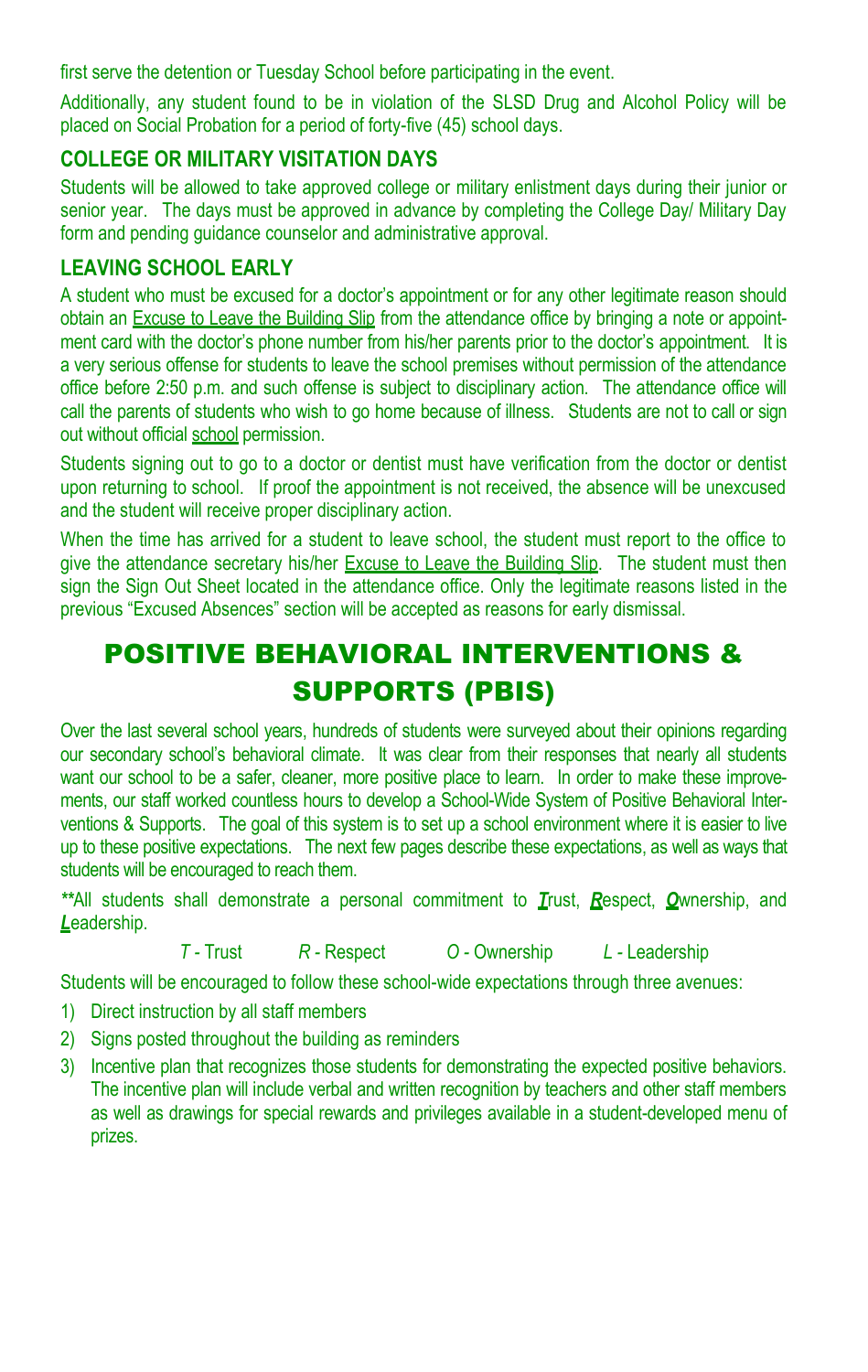first serve the detention or Tuesday School before participating in the event.

Additionally, any student found to be in violation of the SLSD Drug and Alcohol Policy will be placed on Social Probation for a period of forty-five (45) school days.

### COLLEGE OR MILITARY VISITATION DAYS

Students will be allowed to take approved college or military enlistment days during their junior or senior year. The days must be approved in advance by completing the College Day/ Military Day form and pending guidance counselor and administrative approval.

### LEAVING SCHOOL EARLY

A student who must be excused for a doctor's appointment or for any other legitimate reason should obtain an Excuse to Leave the Building Slip from the attendance office by bringing a note or appointment card with the doctor's phone number from his/her parents prior to the doctor's appointment. It is a very serious offense for students to leave the school premises without permission of the attendance office before 2:50 p.m. and such offense is subject to disciplinary action. The attendance office will call the parents of students who wish to go home because of illness. Students are not to call or sign out without official school permission.

Students signing out to go to a doctor or dentist must have verification from the doctor or dentist upon returning to school. If proof the appointment is not received, the absence will be unexcused and the student will receive proper disciplinary action.

When the time has arrived for a student to leave school, the student must report to the office to give the attendance secretary his/her Excuse to Leave the Building Slip. The student must then sign the Sign Out Sheet located in the attendance office. Only the legitimate reasons listed in the previous "Excused Absences" section will be accepted as reasons for early dismissal.

# POSITIVE BEHAVIORAL INTERVENTIONS & SUPPORTS (PBIS)

Over the last several school years, hundreds of students were surveyed about their opinions regarding our secondary school's behavioral climate. It was clear from their responses that nearly all students want our school to be a safer, cleaner, more positive place to learn. In order to make these improvements, our staff worked countless hours to develop a School-Wide System of Positive Behavioral Interventions & Supports. The goal of this system is to set up a school environment where it is easier to live up to these positive expectations. The next few pages describe these expectations, as well as ways that students will be encouraged to reach them.

***All students shall demonstrate a personal commitment to ***T***rust, ***R***espect, ***O***wnership, and ***L***eadership.

*T* - Trust *R* - Respect *O* - Ownership *L* - Leadership

Students will be encouraged to follow these school-wide expectations through three avenues:

1) Direct instruction by all staff members
2) Signs posted throughout the building as reminders
3) Incentive plan that recognizes those students for demonstrating the expected positive behaviors. The incentive plan will include verbal and written recognition by teachers and other staff members as well as drawings for special rewards and privileges available in a student-developed menu of prizes.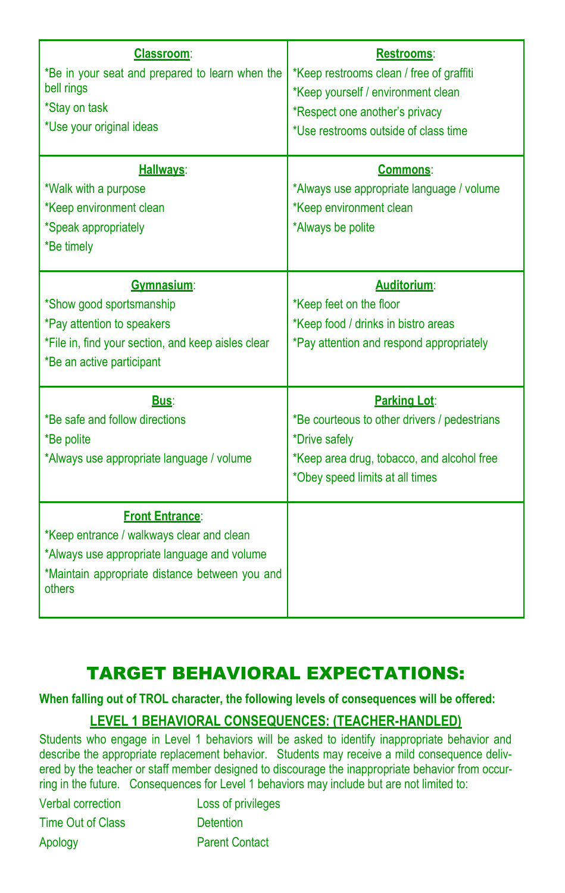| **Classroom**: | **Restrooms**: |
|---|---|
| *Be in your seat and prepared to learn when the bell rings<br>*Stay on task<br>*Use your original ideas | *Keep restrooms clean / free of graffiti<br>*Keep yourself / environment clean<br>*Respect one another's privacy<br>*Use restrooms outside of class time |
| **Hallways**:<br>*Walk with a purpose<br>*Keep environment clean<br>*Speak appropriately<br>*Be timely | **Commons**:<br>*Always use appropriate language / volume<br>*Keep environment clean<br>*Always be polite |
| **Gymnasium**:<br>*Show good sportsmanship<br>*Pay attention to speakers<br>*File in, find your section, and keep aisles clear<br>*Be an active participant | **Auditorium**:<br>*Keep feet on the floor<br>*Keep food / drinks in bistro areas<br>*Pay attention and respond appropriately |
| **Bus**:<br>*Be safe and follow directions<br>*Be polite<br>*Always use appropriate language / volume | **Parking Lot**:<br>*Be courteous to other drivers / pedestrians<br>*Drive safely<br>*Keep area drug, tobacco, and alcohol free<br>*Obey speed limits at all times |
| **Front Entrance**:<br>*Keep entrance / walkways clear and clean<br>*Always use appropriate language and volume<br>*Maintain appropriate distance between you and others | |

# TARGET BEHAVIORAL EXPECTATIONS:

**When falling out of TROL character, the following levels of consequences will be offered:**

## LEVEL 1 BEHAVIORAL CONSEQUENCES: (TEACHER-HANDLED)

Students who engage in Level 1 behaviors will be asked to identify inappropriate behavior and describe the appropriate replacement behavior. Students may receive a mild consequence delivered by the teacher or staff member designed to discourage the inappropriate behavior from occurring in the future. Consequences for Level 1 behaviors may include but are not limited to:

- Verbal correction
- Time Out of Class
- Apology
- Loss of privileges
- Detention
- Parent Contact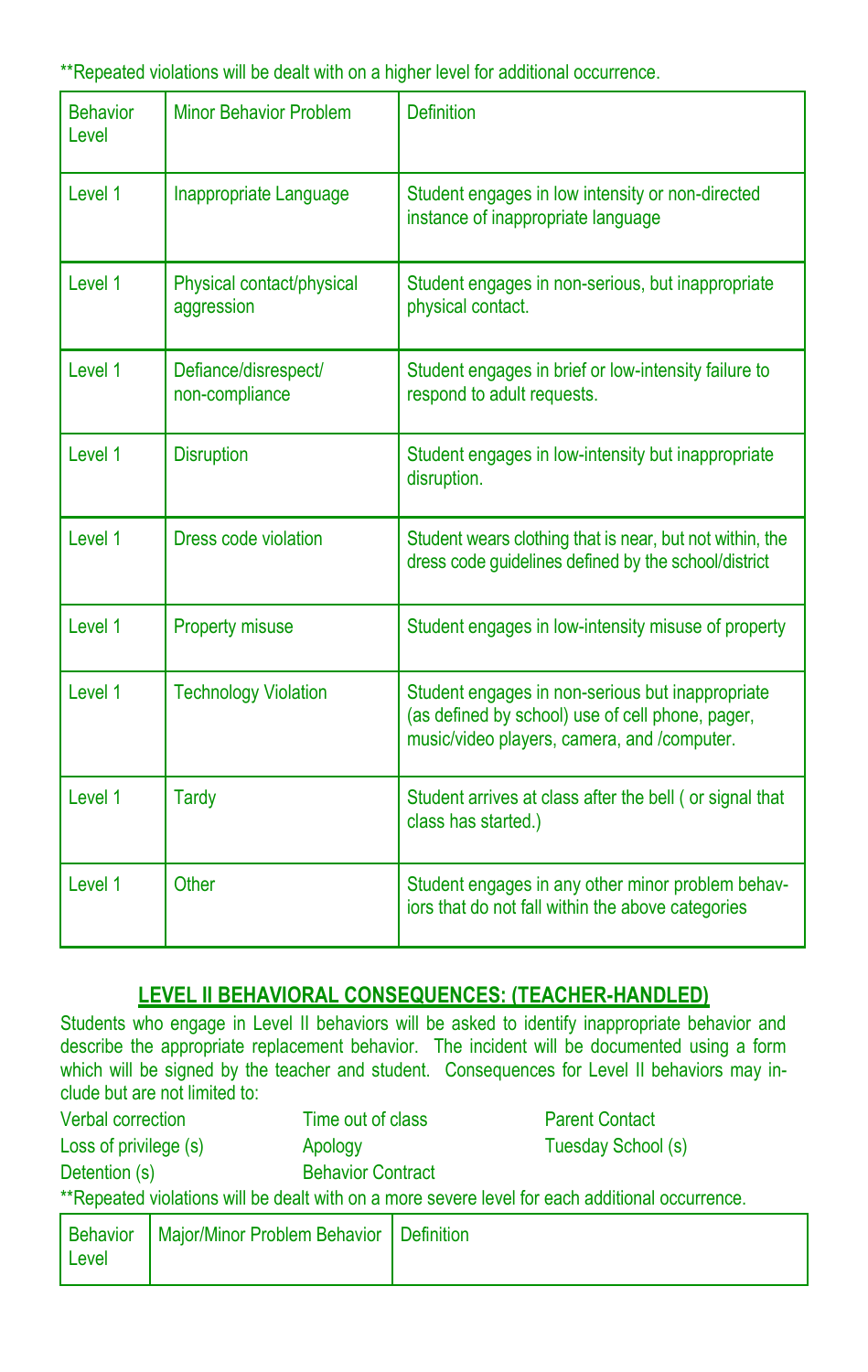**Repeated violations will be dealt with on a higher level for additional occurrence.

| Behavior Level | Minor Behavior Problem | Definition |
|---|---|---|
| Level 1 | Inappropriate Language | Student engages in low intensity or non-directed instance of inappropriate language |
| Level 1 | Physical contact/physical aggression | Student engages in non-serious, but inappropriate physical contact. |
| Level 1 | Defiance/disrespect/ non-compliance | Student engages in brief or low-intensity failure to respond to adult requests. |
| Level 1 | Disruption | Student engages in low-intensity but inappropriate disruption. |
| Level 1 | Dress code violation | Student wears clothing that is near, but not within, the dress code guidelines defined by the school/district |
| Level 1 | Property misuse | Student engages in low-intensity misuse of property |
| Level 1 | Technology Violation | Student engages in non-serious but inappropriate (as defined by school) use of cell phone, pager, music/video players, camera, and /computer. |
| Level 1 | Tardy | Student arrives at class after the bell ( or signal that class has started.) |
| Level 1 | Other | Student engages in any other minor problem behaviors that do not fall within the above categories |

## LEVEL II BEHAVIORAL CONSEQUENCES: (TEACHER-HANDLED)

Students who engage in Level II behaviors will be asked to identify inappropriate behavior and describe the appropriate replacement behavior. The incident will be documented using a form which will be signed by the teacher and student. Consequences for Level II behaviors may include but are not limited to:

- Verbal correction
- Loss of privilege (s)
- Detention (s)
- Time out of class
- Apology
- Behavior Contract
- Parent Contact
- Tuesday School (s)

**Repeated violations will be dealt with on a more severe level for each additional occurrence.

| Behavior Level | Major/Minor Problem Behavior | Definition |
|---|---|---|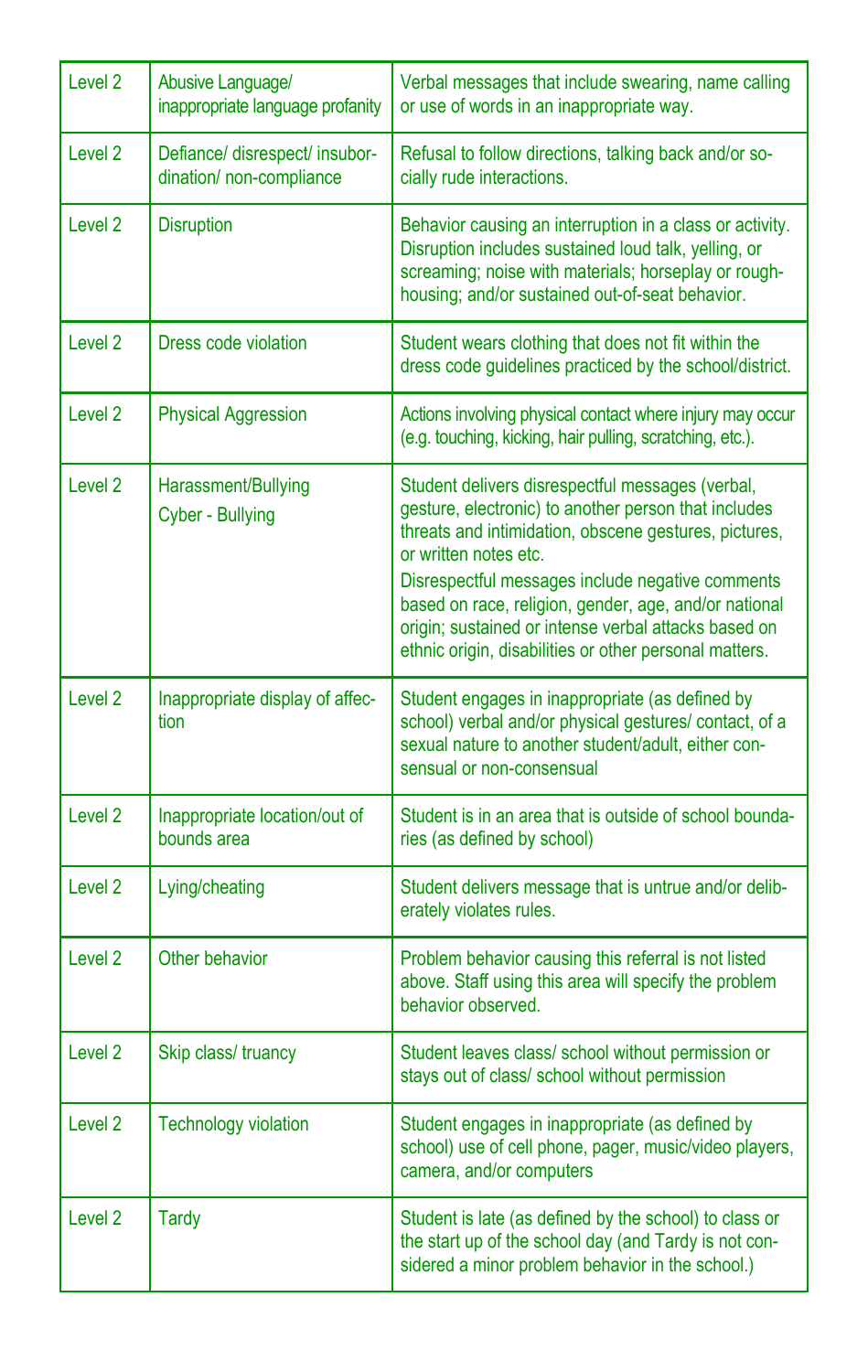| Level 2 | Abusive Language/ inappropriate language profanity | Verbal messages that include swearing, name calling or use of words in an inappropriate way. |
|---|---|---|
| Level 2 | Defiance/ disrespect/ insubordination/ non-compliance | Refusal to follow directions, talking back and/or socially rude interactions. |
| Level 2 | Disruption | Behavior causing an interruption in a class or activity. Disruption includes sustained loud talk, yelling, or screaming; noise with materials; horseplay or roughhousing; and/or sustained out-of-seat behavior. |
| Level 2 | Dress code violation | Student wears clothing that does not fit within the dress code guidelines practiced by the school/district. |
| Level 2 | Physical Aggression | Actions involving physical contact where injury may occur (e.g. touching, kicking, hair pulling, scratching, etc.). |
| Level 2 | Harassment/Bullying<br>Cyber - Bullying | Student delivers disrespectful messages (verbal, gesture, electronic) to another person that includes threats and intimidation, obscene gestures, pictures, or written notes etc.<br>Disrespectful messages include negative comments based on race, religion, gender, age, and/or national origin; sustained or intense verbal attacks based on ethnic origin, disabilities or other personal matters. |
| Level 2 | Inappropriate display of affection | Student engages in inappropriate (as defined by school) verbal and/or physical gestures/ contact, of a sexual nature to another student/adult, either consensual or non-consensual |
| Level 2 | Inappropriate location/out of bounds area | Student is in an area that is outside of school boundaries (as defined by school) |
| Level 2 | Lying/cheating | Student delivers message that is untrue and/or deliberately violates rules. |
| Level 2 | Other behavior | Problem behavior causing this referral is not listed above. Staff using this area will specify the problem behavior observed. |
| Level 2 | Skip class/ truancy | Student leaves class/ school without permission or stays out of class/ school without permission |
| Level 2 | Technology violation | Student engages in inappropriate (as defined by school) use of cell phone, pager, music/video players, camera, and/or computers |
| Level 2 | Tardy | Student is late (as defined by the school) to class or the start up of the school day (and Tardy is not considered a minor problem behavior in the school.) |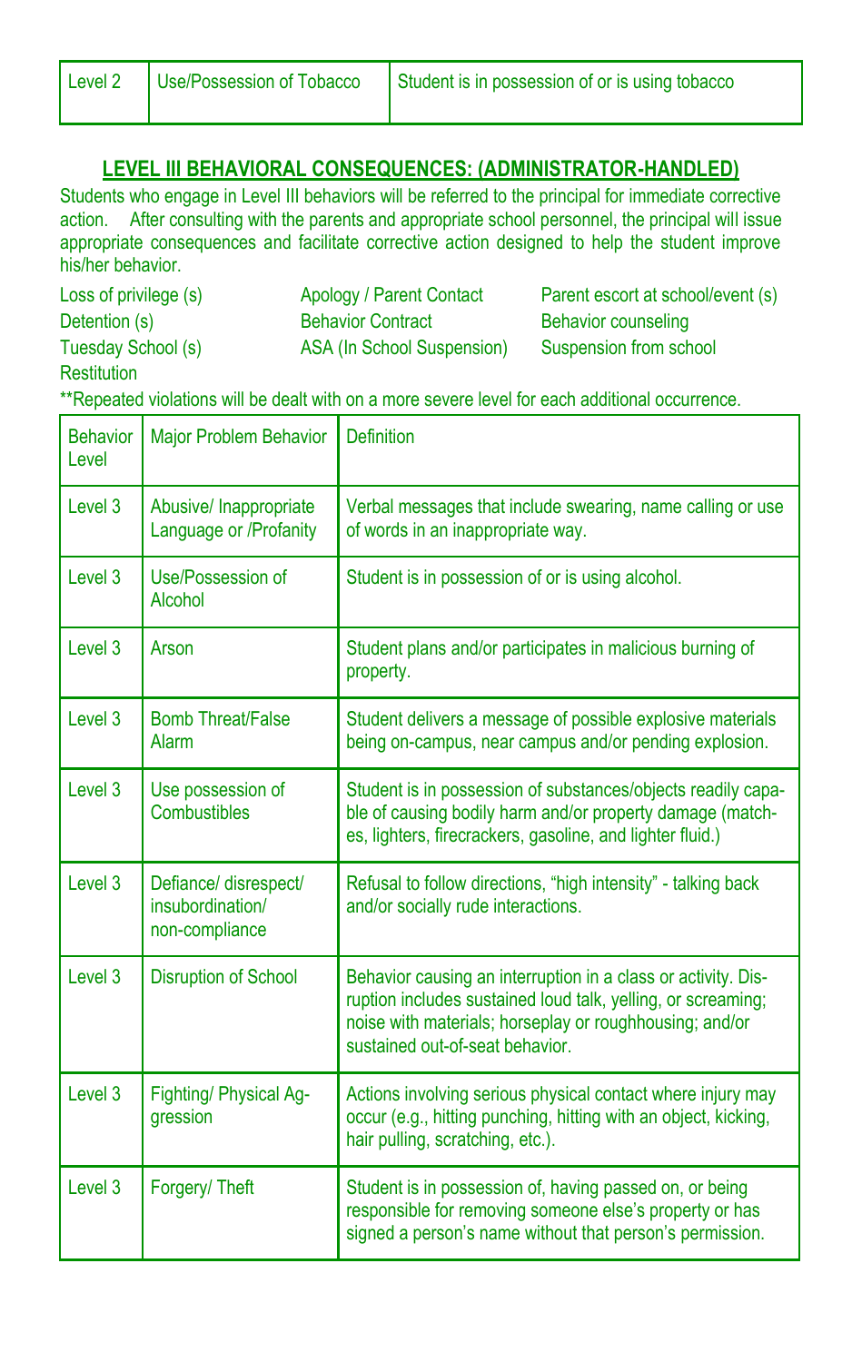| Level 2 | Use/Possession of Tobacco | Student is in possession of or is using tobacco |
|---|---|---|

## LEVEL III BEHAVIORAL CONSEQUENCES: (ADMINISTRATOR-HANDLED)

Students who engage in Level III behaviors will be referred to the principal for immediate corrective action. After consulting with the parents and appropriate school personnel, the principal will issue appropriate consequences and facilitate corrective action designed to help the student improve his/her behavior.

- Loss of privilege (s)
- Detention (s)
- Tuesday School (s)
- Restitution
- Apology / Parent Contact
- Behavior Contract
- ASA (In School Suspension)
- Parent escort at school/event (s)
- Behavior counseling
- Suspension from school

**Repeated violations will be dealt with on a more severe level for each additional occurrence.

| Behavior Level | Major Problem Behavior | Definition |
|---|---|---|
| Level 3 | Abusive/ Inappropriate Language or /Profanity | Verbal messages that include swearing, name calling or use of words in an inappropriate way. |
| Level 3 | Use/Possession of Alcohol | Student is in possession of or is using alcohol. |
| Level 3 | Arson | Student plans and/or participates in malicious burning of property. |
| Level 3 | Bomb Threat/False Alarm | Student delivers a message of possible explosive materials being on-campus, near campus and/or pending explosion. |
| Level 3 | Use possession of Combustibles | Student is in possession of substances/objects readily capable of causing bodily harm and/or property damage (matches, lighters, firecrackers, gasoline, and lighter fluid.) |
| Level 3 | Defiance/ disrespect/ insubordination/ non-compliance | Refusal to follow directions, "high intensity" - talking back and/or socially rude interactions. |
| Level 3 | Disruption of School | Behavior causing an interruption in a class or activity. Disruption includes sustained loud talk, yelling, or screaming; noise with materials; horseplay or roughhousing; and/or sustained out-of-seat behavior. |
| Level 3 | Fighting/ Physical Aggression | Actions involving serious physical contact where injury may occur (e.g., hitting punching, hitting with an object, kicking, hair pulling, scratching, etc.). |
| Level 3 | Forgery/ Theft | Student is in possession of, having passed on, or being responsible for removing someone else's property or has signed a person's name without that person's permission. |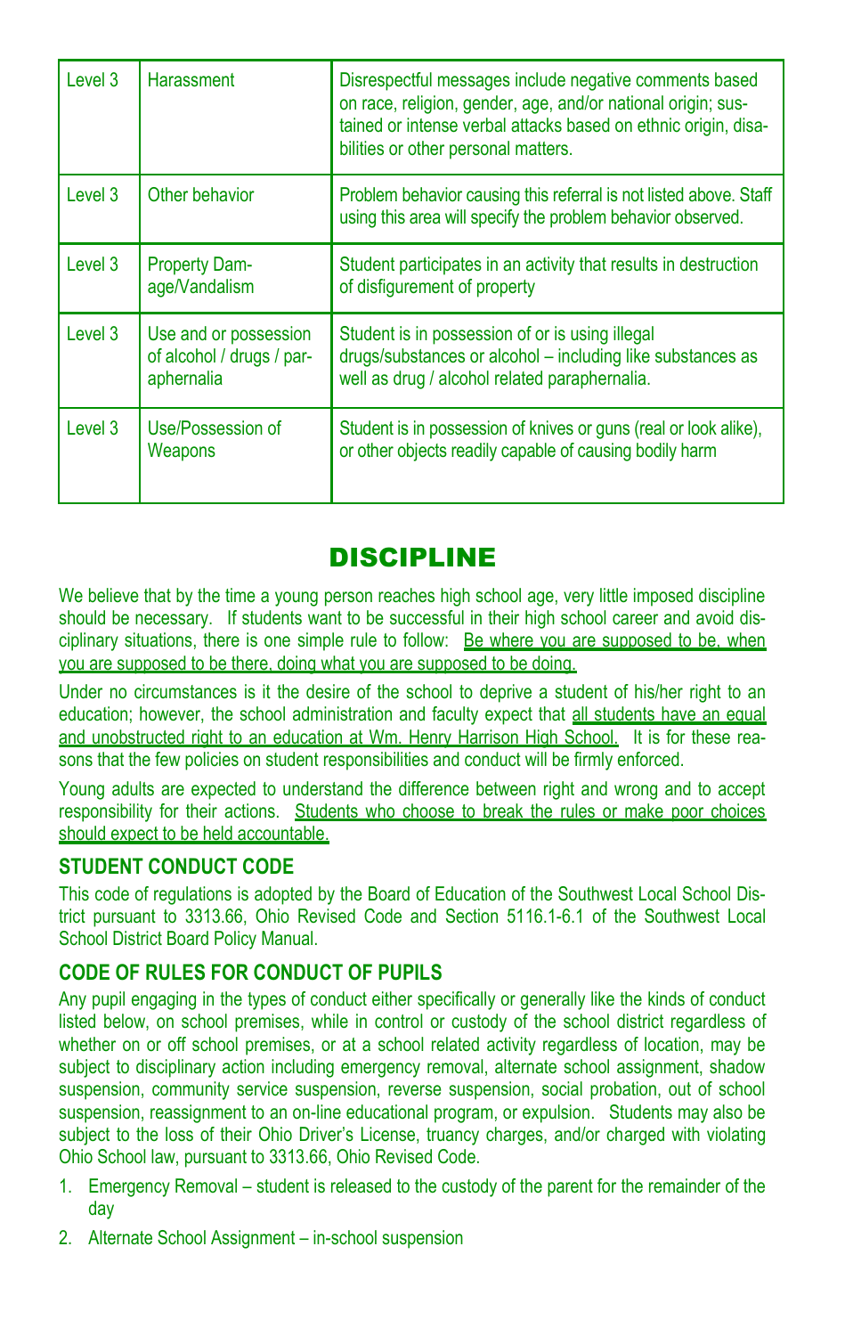| Level 3 | Harassment | Disrespectful messages include negative comments based on race, religion, gender, age, and/or national origin; sustained or intense verbal attacks based on ethnic origin, disabilities or other personal matters. |
|---|---|---|
| Level 3 | Other behavior | Problem behavior causing this referral is not listed above. Staff using this area will specify the problem behavior observed. |
| Level 3 | Property Damage/Vandalism | Student participates in an activity that results in destruction of disfigurement of property |
| Level 3 | Use and or possession of alcohol / drugs / paraphernalia | Student is in possession of or is using illegal drugs/substances or alcohol – including like substances as well as drug / alcohol related paraphernalia. |
| Level 3 | Use/Possession of Weapons | Student is in possession of knives or guns (real or look alike), or other objects readily capable of causing bodily harm |

# DISCIPLINE

We believe that by the time a young person reaches high school age, very little imposed discipline should be necessary. If students want to be successful in their high school career and avoid disciplinary situations, there is one simple rule to follow: Be where you are supposed to be, when you are supposed to be there, doing what you are supposed to be doing.

Under no circumstances is it the desire of the school to deprive a student of his/her right to an education; however, the school administration and faculty expect that all students have an equal and unobstructed right to an education at Wm. Henry Harrison High School. It is for these reasons that the few policies on student responsibilities and conduct will be firmly enforced.

Young adults are expected to understand the difference between right and wrong and to accept responsibility for their actions. Students who choose to break the rules or make poor choices should expect to be held accountable.

### STUDENT CONDUCT CODE

This code of regulations is adopted by the Board of Education of the Southwest Local School District pursuant to 3313.66, Ohio Revised Code and Section 5116.1-6.1 of the Southwest Local School District Board Policy Manual.

### CODE OF RULES FOR CONDUCT OF PUPILS

Any pupil engaging in the types of conduct either specifically or generally like the kinds of conduct listed below, on school premises, while in control or custody of the school district regardless of whether on or off school premises, or at a school related activity regardless of location, may be subject to disciplinary action including emergency removal, alternate school assignment, shadow suspension, community service suspension, reverse suspension, social probation, out of school suspension, reassignment to an on-line educational program, or expulsion. Students may also be subject to the loss of their Ohio Driver's License, truancy charges, and/or charged with violating Ohio School law, pursuant to 3313.66, Ohio Revised Code.

1. Emergency Removal – student is released to the custody of the parent for the remainder of the day
2. Alternate School Assignment – in-school suspension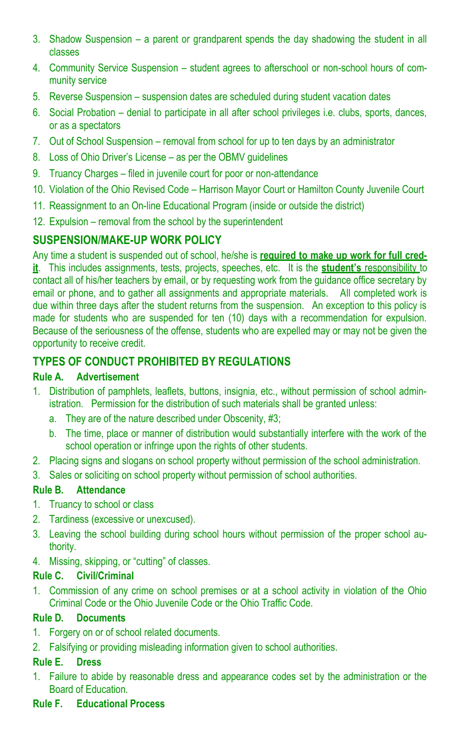3. Shadow Suspension – a parent or grandparent spends the day shadowing the student in all classes
4. Community Service Suspension – student agrees to afterschool or non-school hours of community service
5. Reverse Suspension – suspension dates are scheduled during student vacation dates
6. Social Probation – denial to participate in all after school privileges i.e. clubs, sports, dances, or as a spectators
7. Out of School Suspension – removal from school for up to ten days by an administrator
8. Loss of Ohio Driver's License – as per the OBMV guidelines
9. Truancy Charges – filed in juvenile court for poor or non-attendance
10. Violation of the Ohio Revised Code – Harrison Mayor Court or Hamilton County Juvenile Court
11. Reassignment to an On-line Educational Program (inside or outside the district)
12. Expulsion – removal from the school by the superintendent

## SUSPENSION/MAKE-UP WORK POLICY

Any time a student is suspended out of school, he/she is **required to make up work for full credit**. This includes assignments, tests, projects, speeches, etc. It is the **student's** responsibility to contact all of his/her teachers by email, or by requesting work from the guidance office secretary by email or phone, and to gather all assignments and appropriate materials. All completed work is due within three days after the student returns from the suspension. An exception to this policy is made for students who are suspended for ten (10) days with a recommendation for expulsion. Because of the seriousness of the offense, students who are expelled may or may not be given the opportunity to receive credit.

## TYPES OF CONDUCT PROHIBITED BY REGULATIONS

### Rule A. Advertisement

1. Distribution of pamphlets, leaflets, buttons, insignia, etc., without permission of school administration. Permission for the distribution of such materials shall be granted unless:
   a. They are of the nature described under Obscenity, #3;
   b. The time, place or manner of distribution would substantially interfere with the work of the school operation or infringe upon the rights of other students.
2. Placing signs and slogans on school property without permission of the school administration.
3. Sales or soliciting on school property without permission of school authorities.

### Rule B. Attendance

1. Truancy to school or class
2. Tardiness (excessive or unexcused).
3. Leaving the school building during school hours without permission of the proper school authority.
4. Missing, skipping, or "cutting" of classes.

### Rule C. Civil/Criminal

1. Commission of any crime on school premises or at a school activity in violation of the Ohio Criminal Code or the Ohio Juvenile Code or the Ohio Traffic Code.

### Rule D. Documents

1. Forgery on or of school related documents.
2. Falsifying or providing misleading information given to school authorities.

### Rule E. Dress

1. Failure to abide by reasonable dress and appearance codes set by the administration or the Board of Education.

### Rule F. Educational Process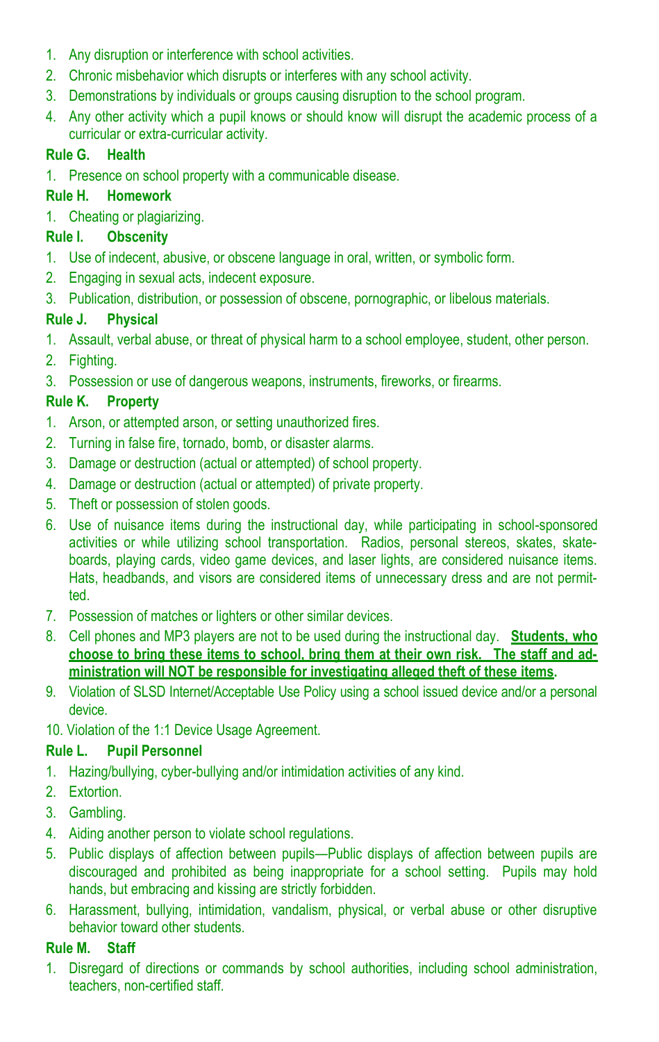1. Any disruption or interference with school activities.
2. Chronic misbehavior which disrupts or interferes with any school activity.
3. Demonstrations by individuals or groups causing disruption to the school program.
4. Any other activity which a pupil knows or should know will disrupt the academic process of a curricular or extra-curricular activity.

**Rule G. Health**

1. Presence on school property with a communicable disease.

**Rule H. Homework**

1. Cheating or plagiarizing.

**Rule I. Obscenity**

1. Use of indecent, abusive, or obscene language in oral, written, or symbolic form.
2. Engaging in sexual acts, indecent exposure.
3. Publication, distribution, or possession of obscene, pornographic, or libelous materials.

**Rule J. Physical**

1. Assault, verbal abuse, or threat of physical harm to a school employee, student, other person.
2. Fighting.
3. Possession or use of dangerous weapons, instruments, fireworks, or firearms.

**Rule K. Property**

1. Arson, or attempted arson, or setting unauthorized fires.
2. Turning in false fire, tornado, bomb, or disaster alarms.
3. Damage or destruction (actual or attempted) of school property.
4. Damage or destruction (actual or attempted) of private property.
5. Theft or possession of stolen goods.
6. Use of nuisance items during the instructional day, while participating in school-sponsored activities or while utilizing school transportation. Radios, personal stereos, skates, skateboards, playing cards, video game devices, and laser lights, are considered nuisance items. Hats, headbands, and visors are considered items of unnecessary dress and are not permitted.
7. Possession of matches or lighters or other similar devices.
8. Cell phones and MP3 players are not to be used during the instructional day. **Students, who choose to bring these items to school, bring them at their own risk. The staff and administration will NOT be responsible for investigating alleged theft of these items.**
9. Violation of SLSD Internet/Acceptable Use Policy using a school issued device and/or a personal device.
10. Violation of the 1:1 Device Usage Agreement.

**Rule L. Pupil Personnel**

1. Hazing/bullying, cyber-bullying and/or intimidation activities of any kind.
2. Extortion.
3. Gambling.
4. Aiding another person to violate school regulations.
5. Public displays of affection between pupils—Public displays of affection between pupils are discouraged and prohibited as being inappropriate for a school setting. Pupils may hold hands, but embracing and kissing are strictly forbidden.
6. Harassment, bullying, intimidation, vandalism, physical, or verbal abuse or other disruptive behavior toward other students.

**Rule M. Staff**

1. Disregard of directions or commands by school authorities, including school administration, teachers, non-certified staff.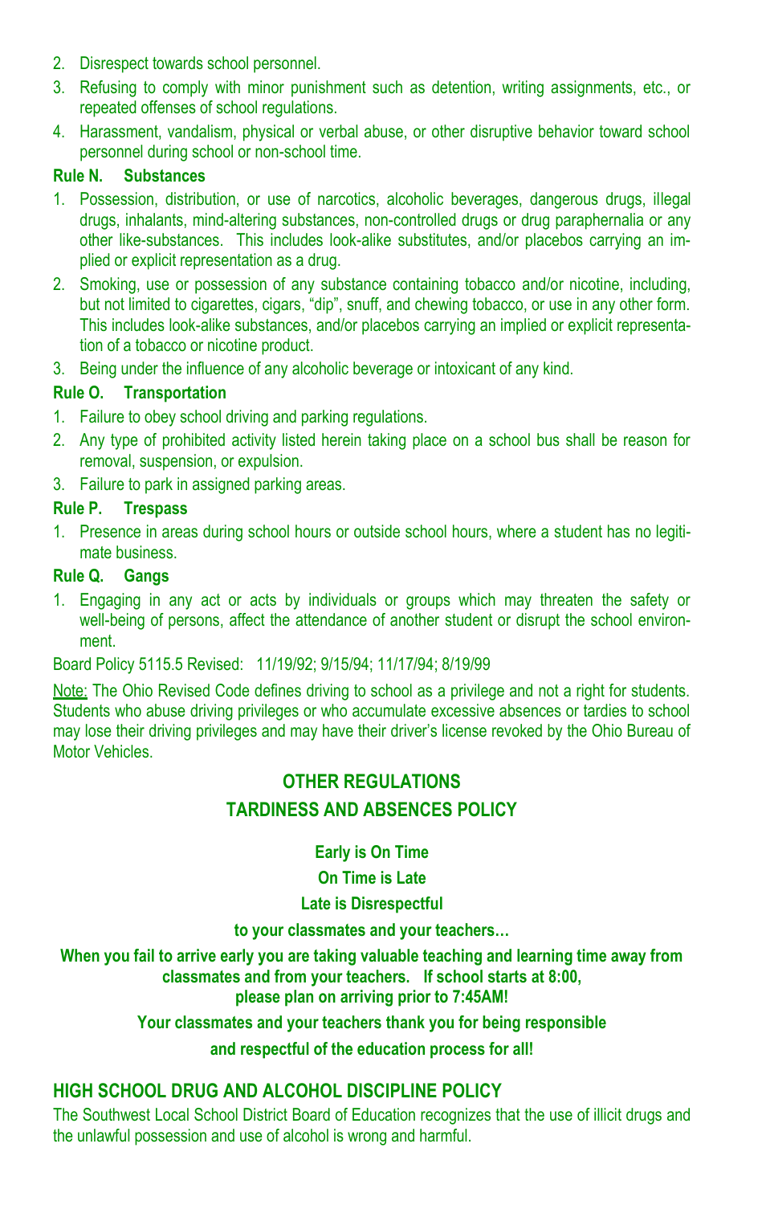2. Disrespect towards school personnel.
3. Refusing to comply with minor punishment such as detention, writing assignments, etc., or repeated offenses of school regulations.
4. Harassment, vandalism, physical or verbal abuse, or other disruptive behavior toward school personnel during school or non-school time.

**Rule N. Substances**

1. Possession, distribution, or use of narcotics, alcoholic beverages, dangerous drugs, illegal drugs, inhalants, mind-altering substances, non-controlled drugs or drug paraphernalia or any other like-substances. This includes look-alike substitutes, and/or placebos carrying an implied or explicit representation as a drug.
2. Smoking, use or possession of any substance containing tobacco and/or nicotine, including, but not limited to cigarettes, cigars, "dip", snuff, and chewing tobacco, or use in any other form. This includes look-alike substances, and/or placebos carrying an implied or explicit representation of a tobacco or nicotine product.
3. Being under the influence of any alcoholic beverage or intoxicant of any kind.

**Rule O. Transportation**

1. Failure to obey school driving and parking regulations.
2. Any type of prohibited activity listed herein taking place on a school bus shall be reason for removal, suspension, or expulsion.
3. Failure to park in assigned parking areas.

**Rule P. Trespass**

1. Presence in areas during school hours or outside school hours, where a student has no legitimate business.

**Rule Q. Gangs**

1. Engaging in any act or acts by individuals or groups which may threaten the safety or well-being of persons, affect the attendance of another student or disrupt the school environment.

Board Policy 5115.5 Revised: 11/19/92; 9/15/94; 11/17/94; 8/19/99

Note: The Ohio Revised Code defines driving to school as a privilege and not a right for students. Students who abuse driving privileges or who accumulate excessive absences or tardies to school may lose their driving privileges and may have their driver's license revoked by the Ohio Bureau of Motor Vehicles.

## OTHER REGULATIONS

## TARDINESS AND ABSENCES POLICY

**Early is On Time**

**On Time is Late**

**Late is Disrespectful**

**to your classmates and your teachers…**

**When you fail to arrive early you are taking valuable teaching and learning time away from classmates and from your teachers. If school starts at 8:00, please plan on arriving prior to 7:45AM!**

**Your classmates and your teachers thank you for being responsible and respectful of the education process for all!**

## HIGH SCHOOL DRUG AND ALCOHOL DISCIPLINE POLICY

The Southwest Local School District Board of Education recognizes that the use of illicit drugs and the unlawful possession and use of alcohol is wrong and harmful.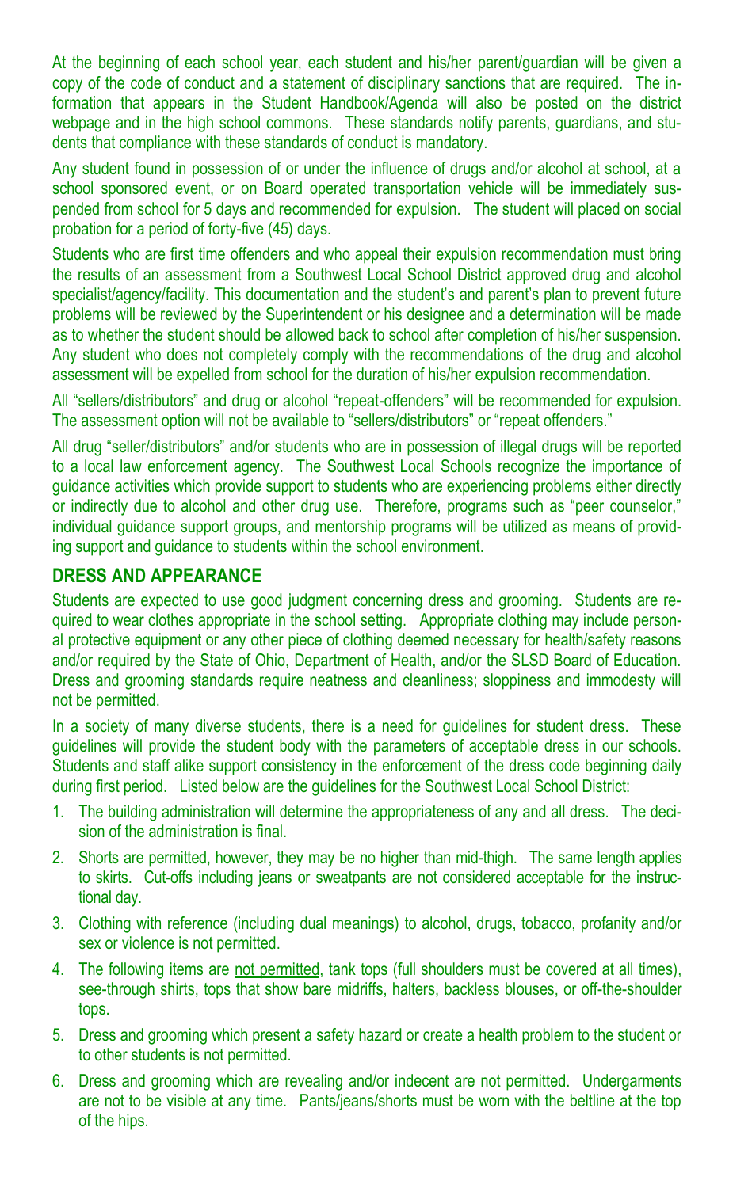At the beginning of each school year, each student and his/her parent/guardian will be given a copy of the code of conduct and a statement of disciplinary sanctions that are required. The information that appears in the Student Handbook/Agenda will also be posted on the district webpage and in the high school commons. These standards notify parents, guardians, and students that compliance with these standards of conduct is mandatory.

Any student found in possession of or under the influence of drugs and/or alcohol at school, at a school sponsored event, or on Board operated transportation vehicle will be immediately suspended from school for 5 days and recommended for expulsion. The student will placed on social probation for a period of forty-five (45) days.

Students who are first time offenders and who appeal their expulsion recommendation must bring the results of an assessment from a Southwest Local School District approved drug and alcohol specialist/agency/facility. This documentation and the student's and parent's plan to prevent future problems will be reviewed by the Superintendent or his designee and a determination will be made as to whether the student should be allowed back to school after completion of his/her suspension. Any student who does not completely comply with the recommendations of the drug and alcohol assessment will be expelled from school for the duration of his/her expulsion recommendation.

All "sellers/distributors" and drug or alcohol "repeat-offenders" will be recommended for expulsion. The assessment option will not be available to "sellers/distributors" or "repeat offenders."

All drug "seller/distributors" and/or students who are in possession of illegal drugs will be reported to a local law enforcement agency. The Southwest Local Schools recognize the importance of guidance activities which provide support to students who are experiencing problems either directly or indirectly due to alcohol and other drug use. Therefore, programs such as "peer counselor," individual guidance support groups, and mentorship programs will be utilized as means of providing support and guidance to students within the school environment.

## DRESS AND APPEARANCE

Students are expected to use good judgment concerning dress and grooming. Students are required to wear clothes appropriate in the school setting. Appropriate clothing may include personal protective equipment or any other piece of clothing deemed necessary for health/safety reasons and/or required by the State of Ohio, Department of Health, and/or the SLSD Board of Education. Dress and grooming standards require neatness and cleanliness; sloppiness and immodesty will not be permitted.

In a society of many diverse students, there is a need for guidelines for student dress. These guidelines will provide the student body with the parameters of acceptable dress in our schools. Students and staff alike support consistency in the enforcement of the dress code beginning daily during first period. Listed below are the guidelines for the Southwest Local School District:

1. The building administration will determine the appropriateness of any and all dress. The decision of the administration is final.
2. Shorts are permitted, however, they may be no higher than mid-thigh. The same length applies to skirts. Cut-offs including jeans or sweatpants are not considered acceptable for the instructional day.
3. Clothing with reference (including dual meanings) to alcohol, drugs, tobacco, profanity and/or sex or violence is not permitted.
4. The following items are <u>not permitted</u>, tank tops (full shoulders must be covered at all times), see-through shirts, tops that show bare midriffs, halters, backless blouses, or off-the-shoulder tops.
5. Dress and grooming which present a safety hazard or create a health problem to the student or to other students is not permitted.
6. Dress and grooming which are revealing and/or indecent are not permitted. Undergarments are not to be visible at any time. Pants/jeans/shorts must be worn with the beltline at the top of the hips.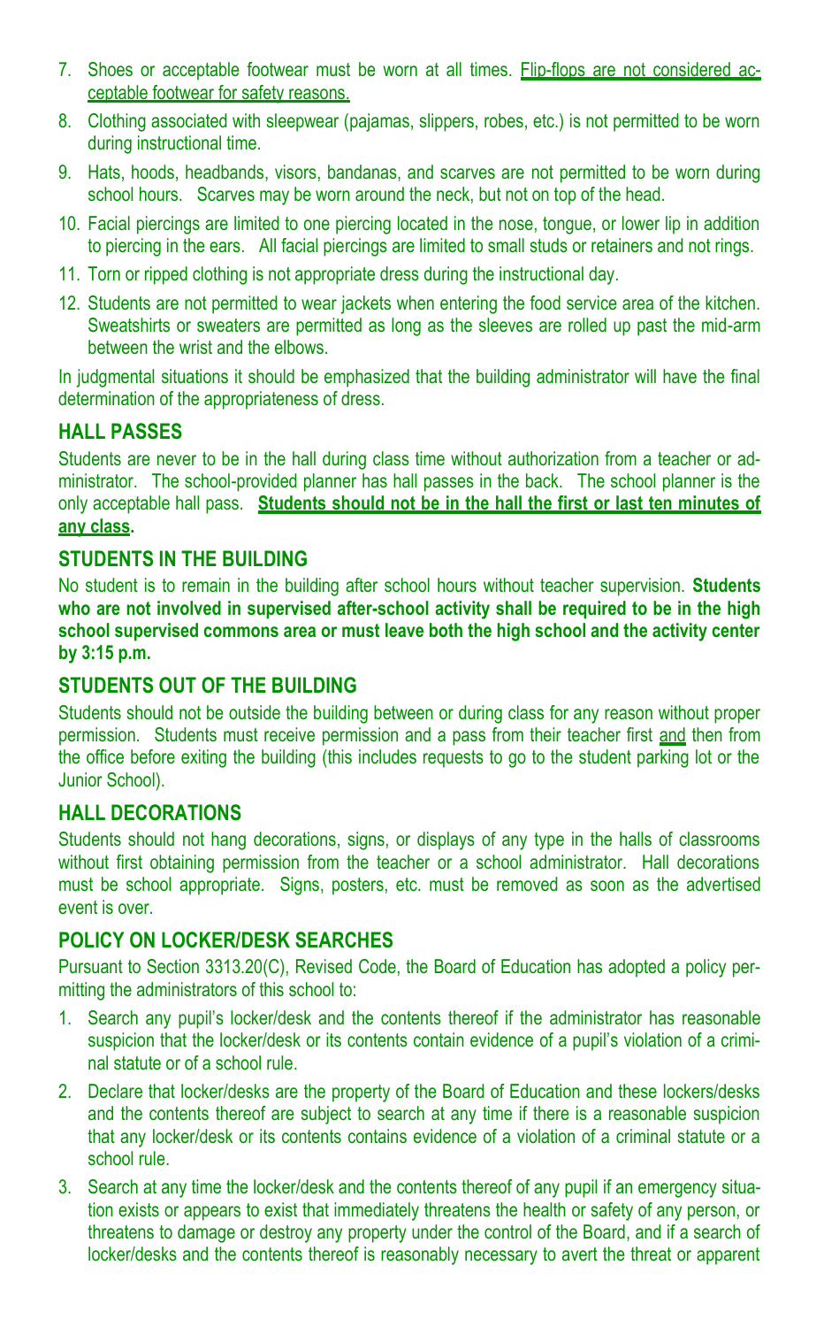7. Shoes or acceptable footwear must be worn at all times. <u>Flip-flops are not considered acceptable footwear for safety reasons.</u>
8. Clothing associated with sleepwear (pajamas, slippers, robes, etc.) is not permitted to be worn during instructional time.
9. Hats, hoods, headbands, visors, bandanas, and scarves are not permitted to be worn during school hours. Scarves may be worn around the neck, but not on top of the head.
10. Facial piercings are limited to one piercing located in the nose, tongue, or lower lip in addition to piercing in the ears. All facial piercings are limited to small studs or retainers and not rings.
11. Torn or ripped clothing is not appropriate dress during the instructional day.
12. Students are not permitted to wear jackets when entering the food service area of the kitchen. Sweatshirts or sweaters are permitted as long as the sleeves are rolled up past the mid-arm between the wrist and the elbows.

In judgmental situations it should be emphasized that the building administrator will have the final determination of the appropriateness of dress.

## HALL PASSES

Students are never to be in the hall during class time without authorization from a teacher or administrator. The school-provided planner has hall passes in the back. The school planner is the only acceptable hall pass. **<u>Students should not be in the hall the first or last ten minutes of any class</u>.**

## STUDENTS IN THE BUILDING

No student is to remain in the building after school hours without teacher supervision. **Students who are not involved in supervised after-school activity shall be required to be in the high school supervised commons area or must leave both the high school and the activity center by 3:15 p.m.**

## STUDENTS OUT OF THE BUILDING

Students should not be outside the building between or during class for any reason without proper permission. Students must receive permission and a pass from their teacher first <u>and</u> then from the office before exiting the building (this includes requests to go to the student parking lot or the Junior School).

## HALL DECORATIONS

Students should not hang decorations, signs, or displays of any type in the halls of classrooms without first obtaining permission from the teacher or a school administrator. Hall decorations must be school appropriate. Signs, posters, etc. must be removed as soon as the advertised event is over.

## POLICY ON LOCKER/DESK SEARCHES

Pursuant to Section 3313.20(C), Revised Code, the Board of Education has adopted a policy permitting the administrators of this school to:

1. Search any pupil's locker/desk and the contents thereof if the administrator has reasonable suspicion that the locker/desk or its contents contain evidence of a pupil's violation of a criminal statute or of a school rule.
2. Declare that locker/desks are the property of the Board of Education and these lockers/desks and the contents thereof are subject to search at any time if there is a reasonable suspicion that any locker/desk or its contents contains evidence of a violation of a criminal statute or a school rule.
3. Search at any time the locker/desk and the contents thereof of any pupil if an emergency situation exists or appears to exist that immediately threatens the health or safety of any person, or threatens to damage or destroy any property under the control of the Board, and if a search of locker/desks and the contents thereof is reasonably necessary to avert the threat or apparent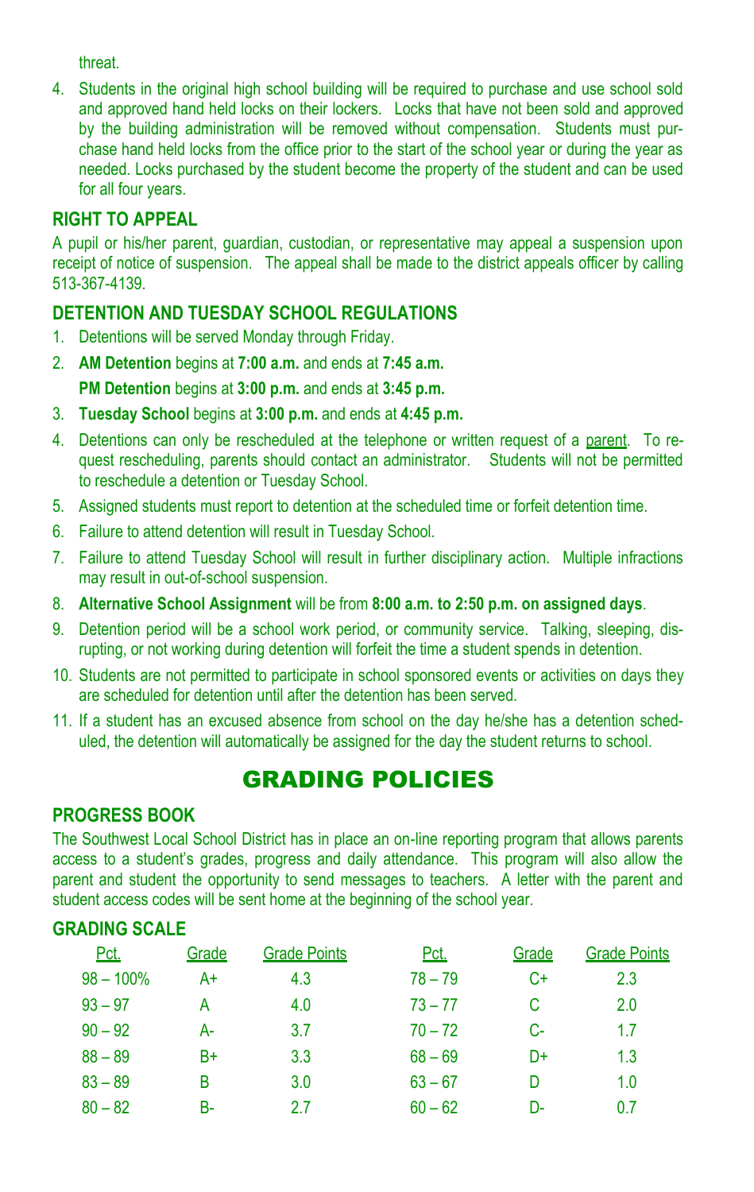threat.

4. Students in the original high school building will be required to purchase and use school sold and approved hand held locks on their lockers. Locks that have not been sold and approved by the building administration will be removed without compensation. Students must purchase hand held locks from the office prior to the start of the school year or during the year as needed. Locks purchased by the student become the property of the student and can be used for all four years.

### RIGHT TO APPEAL

A pupil or his/her parent, guardian, custodian, or representative may appeal a suspension upon receipt of notice of suspension. The appeal shall be made to the district appeals officer by calling 513-367-4139.

### DETENTION AND TUESDAY SCHOOL REGULATIONS

1. Detentions will be served Monday through Friday.
2. **AM Detention** begins at **7:00 a.m.** and ends at **7:45 a.m.**
   **PM Detention** begins at **3:00 p.m.** and ends at **3:45 p.m.**
3. **Tuesday School** begins at **3:00 p.m.** and ends at **4:45 p.m.**
4. Detentions can only be rescheduled at the telephone or written request of a parent. To request rescheduling, parents should contact an administrator. Students will not be permitted to reschedule a detention or Tuesday School.
5. Assigned students must report to detention at the scheduled time or forfeit detention time.
6. Failure to attend detention will result in Tuesday School.
7. Failure to attend Tuesday School will result in further disciplinary action. Multiple infractions may result in out-of-school suspension.
8. **Alternative School Assignment** will be from **8:00 a.m. to 2:50 p.m. on assigned days**.
9. Detention period will be a school work period, or community service. Talking, sleeping, disrupting, or not working during detention will forfeit the time a student spends in detention.
10. Students are not permitted to participate in school sponsored events or activities on days they are scheduled for detention until after the detention has been served.
11. If a student has an excused absence from school on the day he/she has a detention scheduled, the detention will automatically be assigned for the day the student returns to school.

## GRADING POLICIES

### PROGRESS BOOK

The Southwest Local School District has in place an on-line reporting program that allows parents access to a student's grades, progress and daily attendance. This program will also allow the parent and student the opportunity to send messages to teachers. A letter with the parent and student access codes will be sent home at the beginning of the school year.

### GRADING SCALE

| Pct. | Grade | Grade Points | Pct. | Grade | Grade Points |
|---|---|---|---|---|---|
| 98 – 100% | A+ | 4.3 | 78 – 79 | C+ | 2.3 |
| 93 – 97 | A | 4.0 | 73 – 77 | C | 2.0 |
| 90 – 92 | A- | 3.7 | 70 – 72 | C- | 1.7 |
| 88 – 89 | B+ | 3.3 | 68 – 69 | D+ | 1.3 |
| 83 – 89 | B | 3.0 | 63 – 67 | D | 1.0 |
| 80 – 82 | B- | 2.7 | 60 – 62 | D- | 0.7 |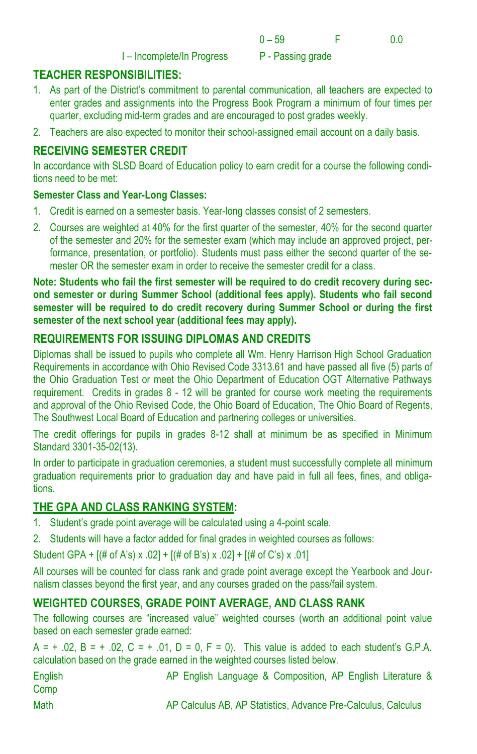| | | |
|---|---|---|
| | 0 – 59 | F | 0.0 |
| I – Incomplete/In Progress | P - Passing grade | |

## TEACHER RESPONSIBILITIES:

1. As part of the District's commitment to parental communication, all teachers are expected to enter grades and assignments into the Progress Book Program a minimum of four times per quarter, excluding mid-term grades and are encouraged to post grades weekly.
2. Teachers are also expected to monitor their school-assigned email account on a daily basis.

## RECEIVING SEMESTER CREDIT

In accordance with SLSD Board of Education policy to earn credit for a course the following conditions need to be met:

### Semester Class and Year-Long Classes:

1. Credit is earned on a semester basis. Year-long classes consist of 2 semesters.
2. Courses are weighted at 40% for the first quarter of the semester, 40% for the second quarter of the semester and 20% for the semester exam (which may include an approved project, performance, presentation, or portfolio). Students must pass either the second quarter of the semester OR the semester exam in order to receive the semester credit for a class.

**Note: Students who fail the first semester will be required to do credit recovery during second semester or during Summer School (additional fees apply). Students who fail second semester will be required to do credit recovery during Summer School or during the first semester of the next school year (additional fees may apply).**

## REQUIREMENTS FOR ISSUING DIPLOMAS AND CREDITS

Diplomas shall be issued to pupils who complete all Wm. Henry Harrison High School Graduation Requirements in accordance with Ohio Revised Code 3313.61 and have passed all five (5) parts of the Ohio Graduation Test or meet the Ohio Department of Education OGT Alternative Pathways requirement. Credits in grades 8 - 12 will be granted for course work meeting the requirements and approval of the Ohio Revised Code, the Ohio Board of Education, The Ohio Board of Regents, The Southwest Local Board of Education and partnering colleges or universities.

The credit offerings for pupils in grades 8-12 shall at minimum be as specified in Minimum Standard 3301-35-02(13).

In order to participate in graduation ceremonies, a student must successfully complete all minimum graduation requirements prior to graduation day and have paid in full all fees, fines, and obligations.

## THE GPA AND CLASS RANKING SYSTEM:

1. Student's grade point average will be calculated using a 4-point scale.
2. Students will have a factor added for final grades in weighted courses as follows:

Student GPA + [(# of A's) x .02] + [(# of B's) x .02] + [(# of C's) x .01]

All courses will be counted for class rank and grade point average except the Yearbook and Journalism classes beyond the first year, and any courses graded on the pass/fail system.

## WEIGHTED COURSES, GRADE POINT AVERAGE, AND CLASS RANK

The following courses are "increased value" weighted courses (worth an additional point value based on each semester grade earned:

A = + .02, B = + .02, C = + .01, D = 0, F = 0). This value is added to each student's G.P.A. calculation based on the grade earned in the weighted courses listed below.

| | |
|---|---|
| English | AP English Language & Composition, AP English Literature & Comp |
| Math | AP Calculus AB, AP Statistics, Advance Pre-Calculus, Calculus |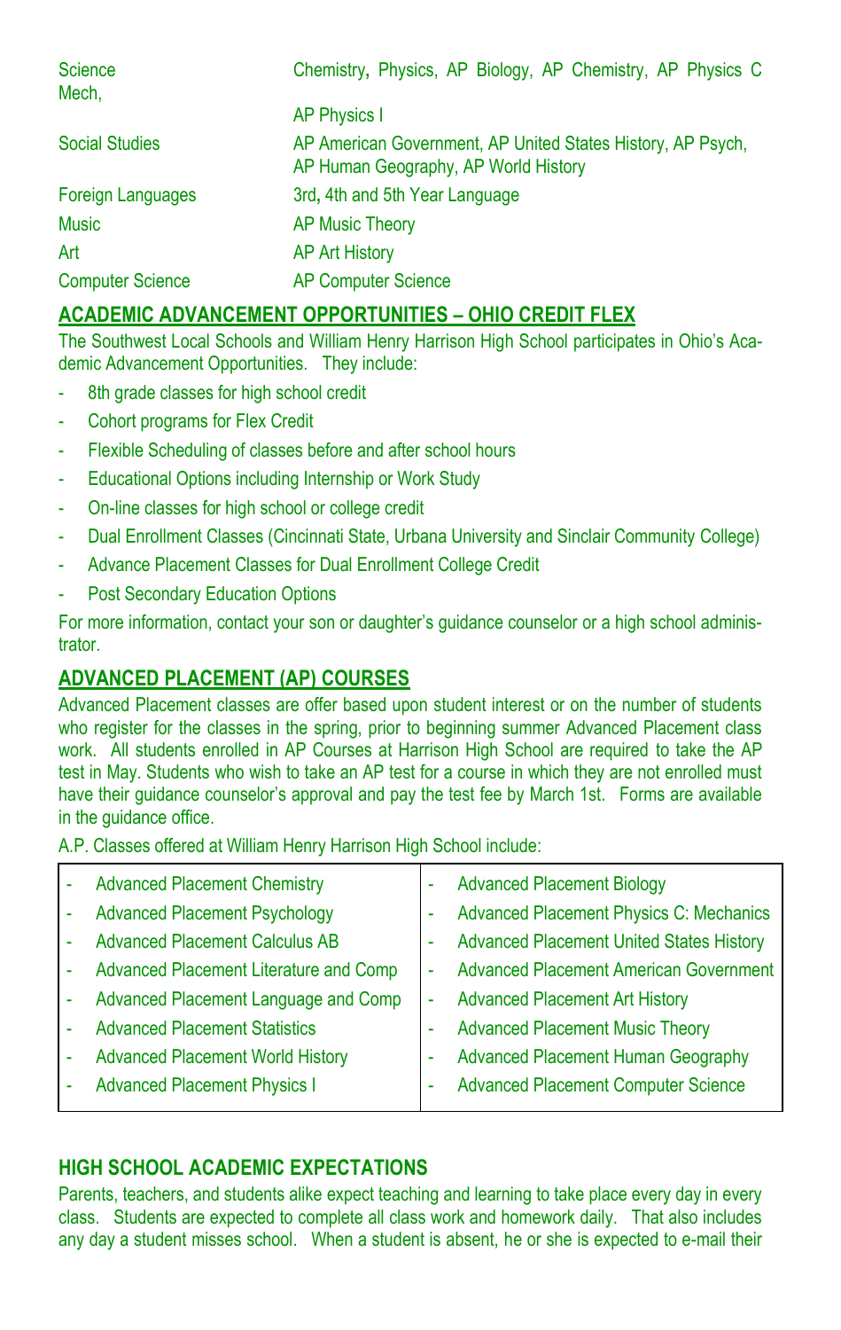| | |
|---|---|
| Science | Chemistry, Physics, AP Biology, AP Chemistry, AP Physics C Mech, |
| | AP Physics I |
| Social Studies | AP American Government, AP United States History, AP Psych, AP Human Geography, AP World History |
| Foreign Languages | 3rd, 4th and 5th Year Language |
| Music | AP Music Theory |
| Art | AP Art History |
| Computer Science | AP Computer Science |

## ACADEMIC ADVANCEMENT OPPORTUNITIES – OHIO CREDIT FLEX

The Southwest Local Schools and William Henry Harrison High School participates in Ohio's Academic Advancement Opportunities. They include:

- 8th grade classes for high school credit
- Cohort programs for Flex Credit
- Flexible Scheduling of classes before and after school hours
- Educational Options including Internship or Work Study
- On-line classes for high school or college credit
- Dual Enrollment Classes (Cincinnati State, Urbana University and Sinclair Community College)
- Advance Placement Classes for Dual Enrollment College Credit
- Post Secondary Education Options

For more information, contact your son or daughter's guidance counselor or a high school administrator.

## ADVANCED PLACEMENT (AP) COURSES

Advanced Placement classes are offer based upon student interest or on the number of students who register for the classes in the spring, prior to beginning summer Advanced Placement class work. All students enrolled in AP Courses at Harrison High School are required to take the AP test in May. Students who wish to take an AP test for a course in which they are not enrolled must have their guidance counselor's approval and pay the test fee by March 1st. Forms are available in the guidance office.

A.P. Classes offered at William Henry Harrison High School include:

- Advanced Placement Chemistry
- Advanced Placement Psychology
- Advanced Placement Calculus AB
- Advanced Placement Literature and Comp
- Advanced Placement Language and Comp
- Advanced Placement Statistics
- Advanced Placement World History
- Advanced Placement Physics I
- Advanced Placement Biology
- Advanced Placement Physics C: Mechanics
- Advanced Placement United States History
- Advanced Placement American Government
- Advanced Placement Art History
- Advanced Placement Music Theory
- Advanced Placement Human Geography
- Advanced Placement Computer Science

## HIGH SCHOOL ACADEMIC EXPECTATIONS

Parents, teachers, and students alike expect teaching and learning to take place every day in every class. Students are expected to complete all class work and homework daily. That also includes any day a student misses school. When a student is absent, he or she is expected to e-mail their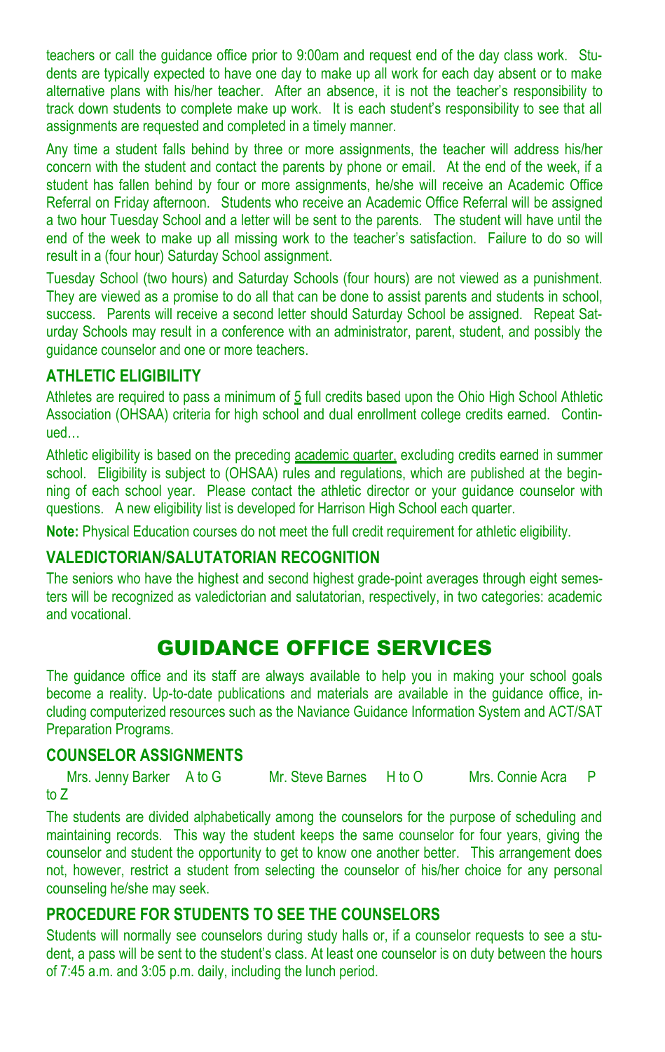teachers or call the guidance office prior to 9:00am and request end of the day class work. Students are typically expected to have one day to make up all work for each day absent or to make alternative plans with his/her teacher. After an absence, it is not the teacher's responsibility to track down students to complete make up work. It is each student's responsibility to see that all assignments are requested and completed in a timely manner.

Any time a student falls behind by three or more assignments, the teacher will address his/her concern with the student and contact the parents by phone or email. At the end of the week, if a student has fallen behind by four or more assignments, he/she will receive an Academic Office Referral on Friday afternoon. Students who receive an Academic Office Referral will be assigned a two hour Tuesday School and a letter will be sent to the parents. The student will have until the end of the week to make up all missing work to the teacher's satisfaction. Failure to do so will result in a (four hour) Saturday School assignment.

Tuesday School (two hours) and Saturday Schools (four hours) are not viewed as a punishment. They are viewed as a promise to do all that can be done to assist parents and students in school, success. Parents will receive a second letter should Saturday School be assigned. Repeat Saturday Schools may result in a conference with an administrator, parent, student, and possibly the guidance counselor and one or more teachers.

### ATHLETIC ELIGIBILITY

Athletes are required to pass a minimum of 5 full credits based upon the Ohio High School Athletic Association (OHSAA) criteria for high school and dual enrollment college credits earned. Continued…

Athletic eligibility is based on the preceding academic quarter, excluding credits earned in summer school. Eligibility is subject to (OHSAA) rules and regulations, which are published at the beginning of each school year. Please contact the athletic director or your guidance counselor with questions. A new eligibility list is developed for Harrison High School each quarter.

**Note:** Physical Education courses do not meet the full credit requirement for athletic eligibility.

### VALEDICTORIAN/SALUTATORIAN RECOGNITION

The seniors who have the highest and second highest grade-point averages through eight semesters will be recognized as valedictorian and salutatorian, respectively, in two categories: academic and vocational.

## GUIDANCE OFFICE SERVICES

The guidance office and its staff are always available to help you in making your school goals become a reality. Up-to-date publications and materials are available in the guidance office, including computerized resources such as the Naviance Guidance Information System and ACT/SAT Preparation Programs.

### COUNSELOR ASSIGNMENTS

Mrs. Jenny Barker A to G    Mr. Steve Barnes H to O    Mrs. Connie Acra P to Z

The students are divided alphabetically among the counselors for the purpose of scheduling and maintaining records. This way the student keeps the same counselor for four years, giving the counselor and student the opportunity to get to know one another better. This arrangement does not, however, restrict a student from selecting the counselor of his/her choice for any personal counseling he/she may seek.

### PROCEDURE FOR STUDENTS TO SEE THE COUNSELORS

Students will normally see counselors during study halls or, if a counselor requests to see a student, a pass will be sent to the student's class. At least one counselor is on duty between the hours of 7:45 a.m. and 3:05 p.m. daily, including the lunch period.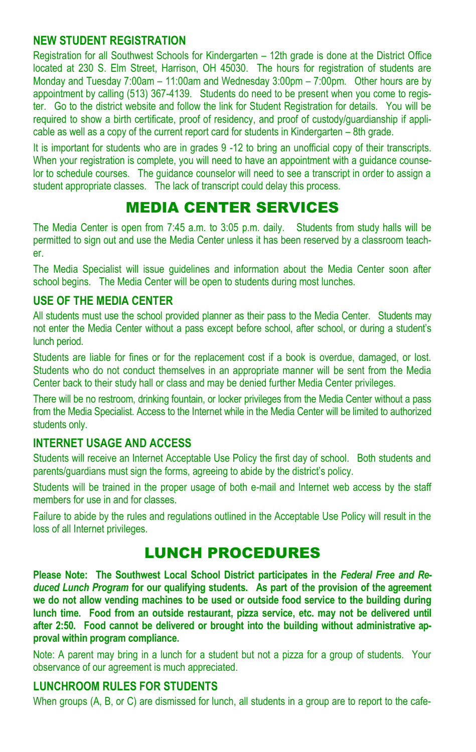### NEW STUDENT REGISTRATION

Registration for all Southwest Schools for Kindergarten – 12th grade is done at the District Office located at 230 S. Elm Street, Harrison, OH 45030. The hours for registration of students are Monday and Tuesday 7:00am – 11:00am and Wednesday 3:00pm – 7:00pm. Other hours are by appointment by calling (513) 367-4139. Students do need to be present when you come to register. Go to the district website and follow the link for Student Registration for details. You will be required to show a birth certificate, proof of residency, and proof of custody/guardianship if applicable as well as a copy of the current report card for students in Kindergarten – 8th grade.

It is important for students who are in grades 9 -12 to bring an unofficial copy of their transcripts. When your registration is complete, you will need to have an appointment with a guidance counselor to schedule courses. The guidance counselor will need to see a transcript in order to assign a student appropriate classes. The lack of transcript could delay this process.

## MEDIA CENTER SERVICES

The Media Center is open from 7:45 a.m. to 3:05 p.m. daily. Students from study halls will be permitted to sign out and use the Media Center unless it has been reserved by a classroom teacher.

The Media Specialist will issue guidelines and information about the Media Center soon after school begins. The Media Center will be open to students during most lunches.

### USE OF THE MEDIA CENTER

All students must use the school provided planner as their pass to the Media Center. Students may not enter the Media Center without a pass except before school, after school, or during a student's lunch period.

Students are liable for fines or for the replacement cost if a book is overdue, damaged, or lost. Students who do not conduct themselves in an appropriate manner will be sent from the Media Center back to their study hall or class and may be denied further Media Center privileges.

There will be no restroom, drinking fountain, or locker privileges from the Media Center without a pass from the Media Specialist. Access to the Internet while in the Media Center will be limited to authorized students only.

### INTERNET USAGE AND ACCESS

Students will receive an Internet Acceptable Use Policy the first day of school. Both students and parents/guardians must sign the forms, agreeing to abide by the district's policy.

Students will be trained in the proper usage of both e-mail and Internet web access by the staff members for use in and for classes.

Failure to abide by the rules and regulations outlined in the Acceptable Use Policy will result in the loss of all Internet privileges.

## LUNCH PROCEDURES

**Please Note: The Southwest Local School District participates in the *Federal Free and Reduced Lunch Program* for our qualifying students. As part of the provision of the agreement we do not allow vending machines to be used or outside food service to the building during lunch time. Food from an outside restaurant, pizza service, etc. may not be delivered until after 2:50. Food cannot be delivered or brought into the building without administrative approval within program compliance.**

Note: A parent may bring in a lunch for a student but not a pizza for a group of students. Your observance of our agreement is much appreciated.

### LUNCHROOM RULES FOR STUDENTS

When groups (A, B, or C) are dismissed for lunch, all students in a group are to report to the cafe-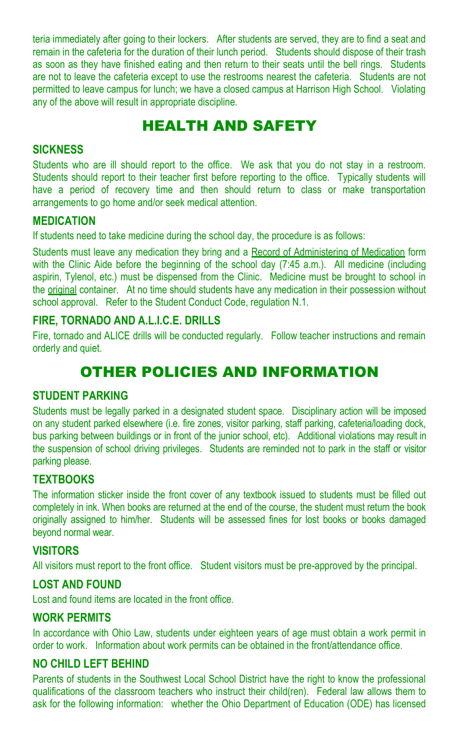teria immediately after going to their lockers. After students are served, they are to find a seat and remain in the cafeteria for the duration of their lunch period. Students should dispose of their trash as soon as they have finished eating and then return to their seats until the bell rings. Students are not to leave the cafeteria except to use the restrooms nearest the cafeteria. Students are not permitted to leave campus for lunch; we have a closed campus at Harrison High School. Violating any of the above will result in appropriate discipline.

# HEALTH AND SAFETY

### SICKNESS

Students who are ill should report to the office. We ask that you do not stay in a restroom. Students should report to their teacher first before reporting to the office. Typically students will have a period of recovery time and then should return to class or make transportation arrangements to go home and/or seek medical attention.

### MEDICATION

If students need to take medicine during the school day, the procedure is as follows:

Students must leave any medication they bring and a Record of Administering of Medication form with the Clinic Aide before the beginning of the school day (7:45 a.m.). All medicine (including aspirin, Tylenol, etc.) must be dispensed from the Clinic. Medicine must be brought to school in the original container. At no time should students have any medication in their possession without school approval. Refer to the Student Conduct Code, regulation N.1.

### FIRE, TORNADO AND A.L.I.C.E. DRILLS

Fire, tornado and ALICE drills will be conducted regularly. Follow teacher instructions and remain orderly and quiet.

# OTHER POLICIES AND INFORMATION

### STUDENT PARKING

Students must be legally parked in a designated student space. Disciplinary action will be imposed on any student parked elsewhere (i.e. fire zones, visitor parking, staff parking, cafeteria/loading dock, bus parking between buildings or in front of the junior school, etc). Additional violations may result in the suspension of school driving privileges. Students are reminded not to park in the staff or visitor parking please.

### TEXTBOOKS

The information sticker inside the front cover of any textbook issued to students must be filled out completely in ink. When books are returned at the end of the course, the student must return the book originally assigned to him/her. Students will be assessed fines for lost books or books damaged beyond normal wear.

### VISITORS

All visitors must report to the front office. Student visitors must be pre-approved by the principal.

### LOST AND FOUND

Lost and found items are located in the front office.

### WORK PERMITS

In accordance with Ohio Law, students under eighteen years of age must obtain a work permit in order to work. Information about work permits can be obtained in the front/attendance office.

### NO CHILD LEFT BEHIND

Parents of students in the Southwest Local School District have the right to know the professional qualifications of the classroom teachers who instruct their child(ren). Federal law allows them to ask for the following information: whether the Ohio Department of Education (ODE) has licensed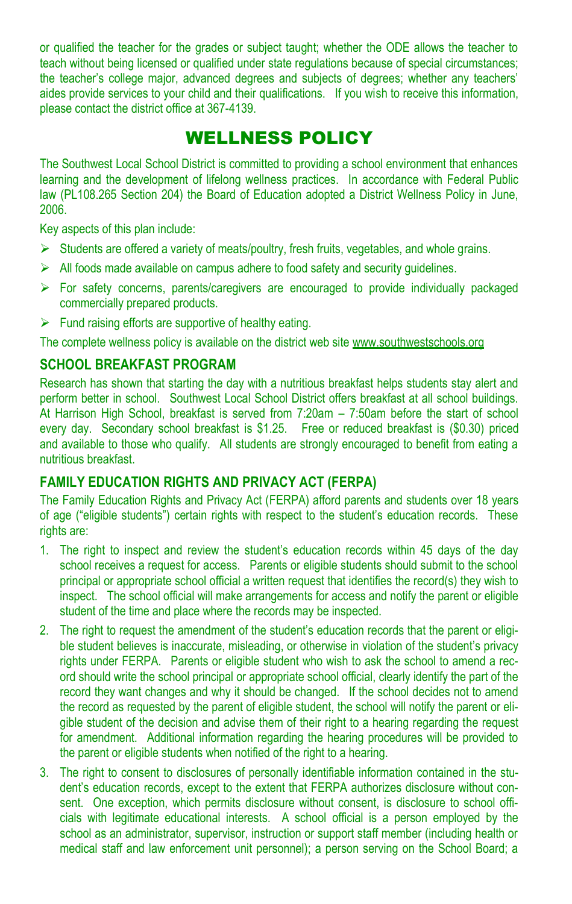or qualified the teacher for the grades or subject taught; whether the ODE allows the teacher to teach without being licensed or qualified under state regulations because of special circumstances; the teacher's college major, advanced degrees and subjects of degrees; whether any teachers' aides provide services to your child and their qualifications. If you wish to receive this information, please contact the district office at 367-4139.

# WELLNESS POLICY

The Southwest Local School District is committed to providing a school environment that enhances learning and the development of lifelong wellness practices. In accordance with Federal Public law (PL108.265 Section 204) the Board of Education adopted a District Wellness Policy in June, 2006.

Key aspects of this plan include:

- Students are offered a variety of meats/poultry, fresh fruits, vegetables, and whole grains.
- All foods made available on campus adhere to food safety and security guidelines.
- For safety concerns, parents/caregivers are encouraged to provide individually packaged commercially prepared products.
- Fund raising efforts are supportive of healthy eating.

The complete wellness policy is available on the district web site www.southwestschools.org

## SCHOOL BREAKFAST PROGRAM

Research has shown that starting the day with a nutritious breakfast helps students stay alert and perform better in school. Southwest Local School District offers breakfast at all school buildings. At Harrison High School, breakfast is served from 7:20am – 7:50am before the start of school every day. Secondary school breakfast is $1.25. Free or reduced breakfast is ($0.30) priced and available to those who qualify. All students are strongly encouraged to benefit from eating a nutritious breakfast.

## FAMILY EDUCATION RIGHTS AND PRIVACY ACT (FERPA)

The Family Education Rights and Privacy Act (FERPA) afford parents and students over 18 years of age ("eligible students") certain rights with respect to the student's education records. These rights are:

1. The right to inspect and review the student's education records within 45 days of the day school receives a request for access. Parents or eligible students should submit to the school principal or appropriate school official a written request that identifies the record(s) they wish to inspect. The school official will make arrangements for access and notify the parent or eligible student of the time and place where the records may be inspected.
2. The right to request the amendment of the student's education records that the parent or eligible student believes is inaccurate, misleading, or otherwise in violation of the student's privacy rights under FERPA. Parents or eligible student who wish to ask the school to amend a record should write the school principal or appropriate school official, clearly identify the part of the record they want changes and why it should be changed. If the school decides not to amend the record as requested by the parent of eligible student, the school will notify the parent or eligible student of the decision and advise them of their right to a hearing regarding the request for amendment. Additional information regarding the hearing procedures will be provided to the parent or eligible students when notified of the right to a hearing.
3. The right to consent to disclosures of personally identifiable information contained in the student's education records, except to the extent that FERPA authorizes disclosure without consent. One exception, which permits disclosure without consent, is disclosure to school officials with legitimate educational interests. A school official is a person employed by the school as an administrator, supervisor, instruction or support staff member (including health or medical staff and law enforcement unit personnel); a person serving on the School Board; a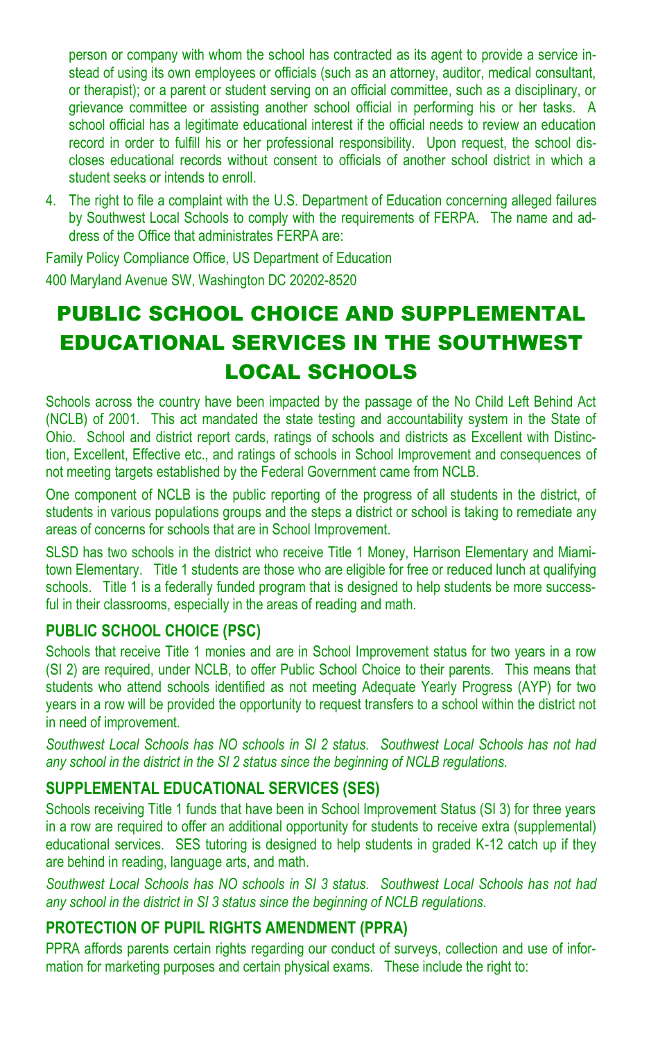person or company with whom the school has contracted as its agent to provide a service instead of using its own employees or officials (such as an attorney, auditor, medical consultant, or therapist); or a parent or student serving on an official committee, such as a disciplinary, or grievance committee or assisting another school official in performing his or her tasks. A school official has a legitimate educational interest if the official needs to review an education record in order to fulfill his or her professional responsibility. Upon request, the school discloses educational records without consent to officials of another school district in which a student seeks or intends to enroll.

4. The right to file a complaint with the U.S. Department of Education concerning alleged failures by Southwest Local Schools to comply with the requirements of FERPA. The name and address of the Office that administrates FERPA are:

Family Policy Compliance Office, US Department of Education

400 Maryland Avenue SW, Washington DC 20202-8520

# PUBLIC SCHOOL CHOICE AND SUPPLEMENTAL EDUCATIONAL SERVICES IN THE SOUTHWEST LOCAL SCHOOLS

Schools across the country have been impacted by the passage of the No Child Left Behind Act (NCLB) of 2001. This act mandated the state testing and accountability system in the State of Ohio. School and district report cards, ratings of schools and districts as Excellent with Distinction, Excellent, Effective etc., and ratings of schools in School Improvement and consequences of not meeting targets established by the Federal Government came from NCLB.

One component of NCLB is the public reporting of the progress of all students in the district, of students in various populations groups and the steps a district or school is taking to remediate any areas of concerns for schools that are in School Improvement.

SLSD has two schools in the district who receive Title 1 Money, Harrison Elementary and Miamitown Elementary. Title 1 students are those who are eligible for free or reduced lunch at qualifying schools. Title 1 is a federally funded program that is designed to help students be more successful in their classrooms, especially in the areas of reading and math.

## PUBLIC SCHOOL CHOICE (PSC)

Schools that receive Title 1 monies and are in School Improvement status for two years in a row (SI 2) are required, under NCLB, to offer Public School Choice to their parents. This means that students who attend schools identified as not meeting Adequate Yearly Progress (AYP) for two years in a row will be provided the opportunity to request transfers to a school within the district not in need of improvement.

*Southwest Local Schools has NO schools in SI 2 status. Southwest Local Schools has not had any school in the district in the SI 2 status since the beginning of NCLB regulations.*

## SUPPLEMENTAL EDUCATIONAL SERVICES (SES)

Schools receiving Title 1 funds that have been in School Improvement Status (SI 3) for three years in a row are required to offer an additional opportunity for students to receive extra (supplemental) educational services. SES tutoring is designed to help students in graded K-12 catch up if they are behind in reading, language arts, and math.

*Southwest Local Schools has NO schools in SI 3 status. Southwest Local Schools has not had any school in the district in SI 3 status since the beginning of NCLB regulations.*

## PROTECTION OF PUPIL RIGHTS AMENDMENT (PPRA)

PPRA affords parents certain rights regarding our conduct of surveys, collection and use of information for marketing purposes and certain physical exams. These include the right to: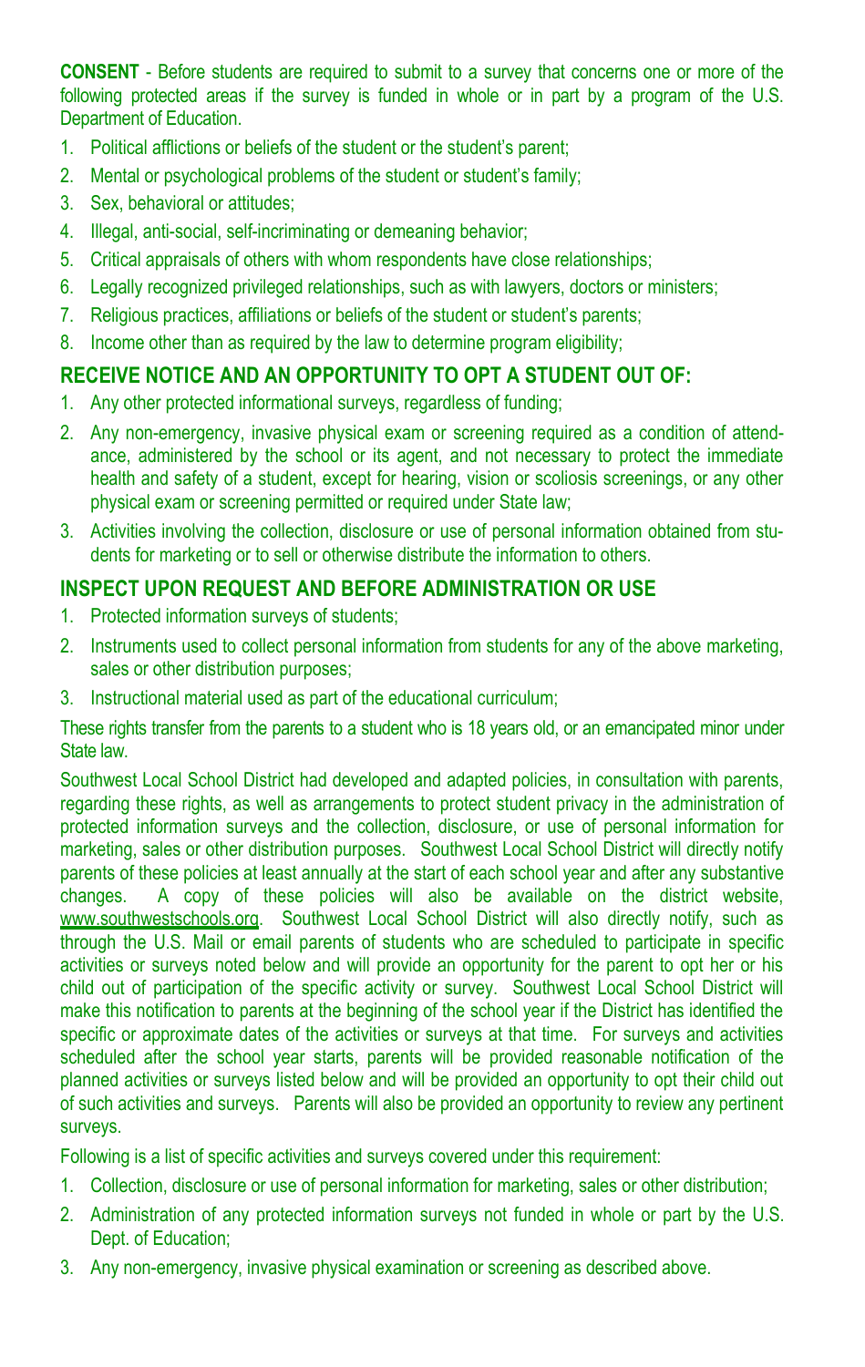**CONSENT** - Before students are required to submit to a survey that concerns one or more of the following protected areas if the survey is funded in whole or in part by a program of the U.S. Department of Education.

1. Political afflictions or beliefs of the student or the student's parent;
2. Mental or psychological problems of the student or student's family;
3. Sex, behavioral or attitudes;
4. Illegal, anti-social, self-incriminating or demeaning behavior;
5. Critical appraisals of others with whom respondents have close relationships;
6. Legally recognized privileged relationships, such as with lawyers, doctors or ministers;
7. Religious practices, affiliations or beliefs of the student or student's parents;
8. Income other than as required by the law to determine program eligibility;

## RECEIVE NOTICE AND AN OPPORTUNITY TO OPT A STUDENT OUT OF:

1. Any other protected informational surveys, regardless of funding;
2. Any non-emergency, invasive physical exam or screening required as a condition of attendance, administered by the school or its agent, and not necessary to protect the immediate health and safety of a student, except for hearing, vision or scoliosis screenings, or any other physical exam or screening permitted or required under State law;
3. Activities involving the collection, disclosure or use of personal information obtained from students for marketing or to sell or otherwise distribute the information to others.

## INSPECT UPON REQUEST AND BEFORE ADMINISTRATION OR USE

1. Protected information surveys of students;
2. Instruments used to collect personal information from students for any of the above marketing, sales or other distribution purposes;
3. Instructional material used as part of the educational curriculum;

These rights transfer from the parents to a student who is 18 years old, or an emancipated minor under State law.

Southwest Local School District had developed and adapted policies, in consultation with parents, regarding these rights, as well as arrangements to protect student privacy in the administration of protected information surveys and the collection, disclosure, or use of personal information for marketing, sales or other distribution purposes. Southwest Local School District will directly notify parents of these policies at least annually at the start of each school year and after any substantive changes. A copy of these policies will also be available on the district website, www.southwestschools.org. Southwest Local School District will also directly notify, such as through the U.S. Mail or email parents of students who are scheduled to participate in specific activities or surveys noted below and will provide an opportunity for the parent to opt her or his child out of participation of the specific activity or survey. Southwest Local School District will make this notification to parents at the beginning of the school year if the District has identified the specific or approximate dates of the activities or surveys at that time. For surveys and activities scheduled after the school year starts, parents will be provided reasonable notification of the planned activities or surveys listed below and will be provided an opportunity to opt their child out of such activities and surveys. Parents will also be provided an opportunity to review any pertinent surveys.

Following is a list of specific activities and surveys covered under this requirement:

1. Collection, disclosure or use of personal information for marketing, sales or other distribution;
2. Administration of any protected information surveys not funded in whole or part by the U.S. Dept. of Education;
3. Any non-emergency, invasive physical examination or screening as described above.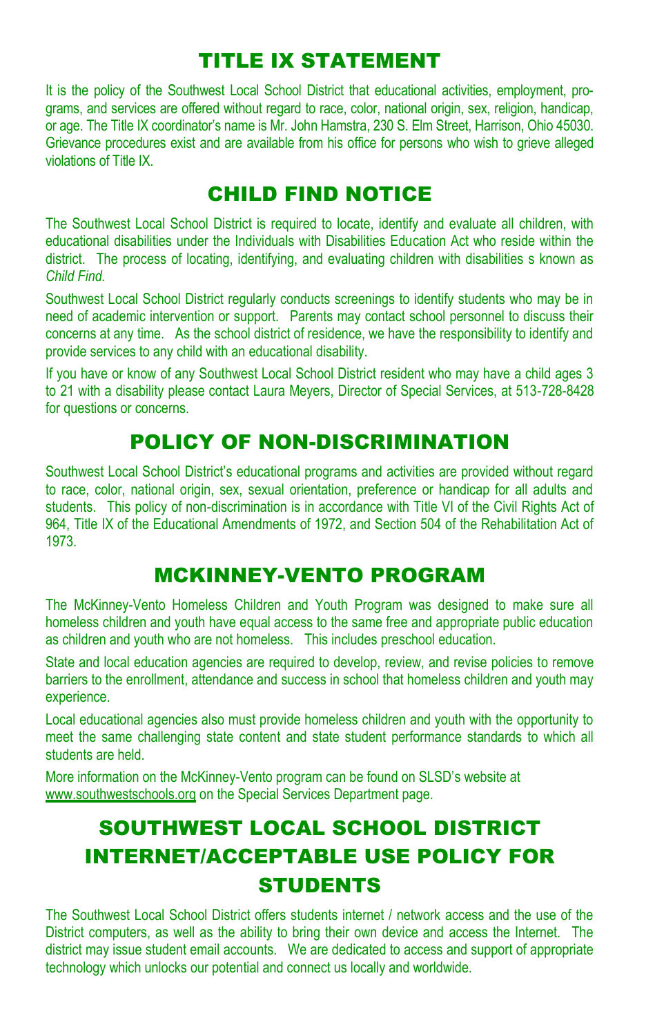# TITLE IX STATEMENT

It is the policy of the Southwest Local School District that educational activities, employment, programs, and services are offered without regard to race, color, national origin, sex, religion, handicap, or age. The Title IX coordinator's name is Mr. John Hamstra, 230 S. Elm Street, Harrison, Ohio 45030. Grievance procedures exist and are available from his office for persons who wish to grieve alleged violations of Title IX.

# CHILD FIND NOTICE

The Southwest Local School District is required to locate, identify and evaluate all children, with educational disabilities under the Individuals with Disabilities Education Act who reside within the district. The process of locating, identifying, and evaluating children with disabilities s known as *Child Find.*

Southwest Local School District regularly conducts screenings to identify students who may be in need of academic intervention or support. Parents may contact school personnel to discuss their concerns at any time. As the school district of residence, we have the responsibility to identify and provide services to any child with an educational disability.

If you have or know of any Southwest Local School District resident who may have a child ages 3 to 21 with a disability please contact Laura Meyers, Director of Special Services, at 513-728-8428 for questions or concerns.

# POLICY OF NON-DISCRIMINATION

Southwest Local School District's educational programs and activities are provided without regard to race, color, national origin, sex, sexual orientation, preference or handicap for all adults and students. This policy of non-discrimination is in accordance with Title VI of the Civil Rights Act of 964, Title IX of the Educational Amendments of 1972, and Section 504 of the Rehabilitation Act of 1973.

# MCKINNEY-VENTO PROGRAM

The McKinney-Vento Homeless Children and Youth Program was designed to make sure all homeless children and youth have equal access to the same free and appropriate public education as children and youth who are not homeless. This includes preschool education.

State and local education agencies are required to develop, review, and revise policies to remove barriers to the enrollment, attendance and success in school that homeless children and youth may experience.

Local educational agencies also must provide homeless children and youth with the opportunity to meet the same challenging state content and state student performance standards to which all students are held.

More information on the McKinney-Vento program can be found on SLSD's website at www.southwestschools.org on the Special Services Department page.

# SOUTHWEST LOCAL SCHOOL DISTRICT INTERNET/ACCEPTABLE USE POLICY FOR STUDENTS

The Southwest Local School District offers students internet / network access and the use of the District computers, as well as the ability to bring their own device and access the Internet. The district may issue student email accounts. We are dedicated to access and support of appropriate technology which unlocks our potential and connect us locally and worldwide.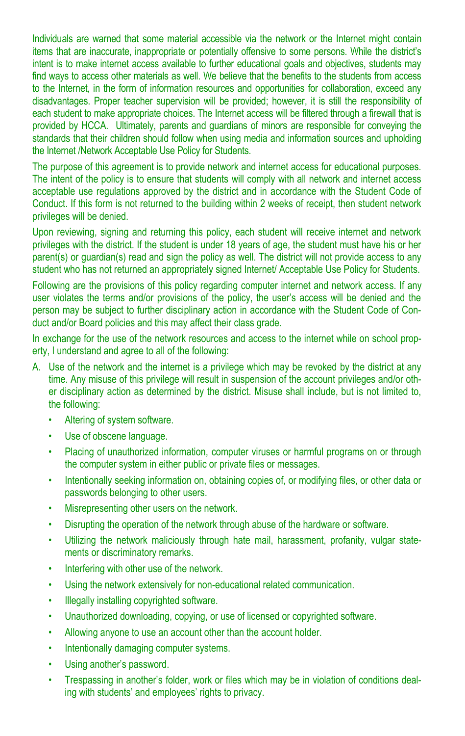Individuals are warned that some material accessible via the network or the Internet might contain items that are inaccurate, inappropriate or potentially offensive to some persons. While the district's intent is to make internet access available to further educational goals and objectives, students may find ways to access other materials as well. We believe that the benefits to the students from access to the Internet, in the form of information resources and opportunities for collaboration, exceed any disadvantages. Proper teacher supervision will be provided; however, it is still the responsibility of each student to make appropriate choices. The Internet access will be filtered through a firewall that is provided by HCCA. Ultimately, parents and guardians of minors are responsible for conveying the standards that their children should follow when using media and information sources and upholding the Internet /Network Acceptable Use Policy for Students.

The purpose of this agreement is to provide network and internet access for educational purposes. The intent of the policy is to ensure that students will comply with all network and internet access acceptable use regulations approved by the district and in accordance with the Student Code of Conduct. If this form is not returned to the building within 2 weeks of receipt, then student network privileges will be denied.

Upon reviewing, signing and returning this policy, each student will receive internet and network privileges with the district. If the student is under 18 years of age, the student must have his or her parent(s) or guardian(s) read and sign the policy as well. The district will not provide access to any student who has not returned an appropriately signed Internet/ Acceptable Use Policy for Students.

Following are the provisions of this policy regarding computer internet and network access. If any user violates the terms and/or provisions of the policy, the user's access will be denied and the person may be subject to further disciplinary action in accordance with the Student Code of Conduct and/or Board policies and this may affect their class grade.

In exchange for the use of the network resources and access to the internet while on school property, I understand and agree to all of the following:

A. Use of the network and the internet is a privilege which may be revoked by the district at any time. Any misuse of this privilege will result in suspension of the account privileges and/or other disciplinary action as determined by the district. Misuse shall include, but is not limited to, the following:
   - Altering of system software.
   - Use of obscene language.
   - Placing of unauthorized information, computer viruses or harmful programs on or through the computer system in either public or private files or messages.
   - Intentionally seeking information on, obtaining copies of, or modifying files, or other data or passwords belonging to other users.
   - Misrepresenting other users on the network.
   - Disrupting the operation of the network through abuse of the hardware or software.
   - Utilizing the network maliciously through hate mail, harassment, profanity, vulgar statements or discriminatory remarks.
   - Interfering with other use of the network.
   - Using the network extensively for non-educational related communication.
   - Illegally installing copyrighted software.
   - Unauthorized downloading, copying, or use of licensed or copyrighted software.
   - Allowing anyone to use an account other than the account holder.
   - Intentionally damaging computer systems.
   - Using another's password.
   - Trespassing in another's folder, work or files which may be in violation of conditions dealing with students' and employees' rights to privacy.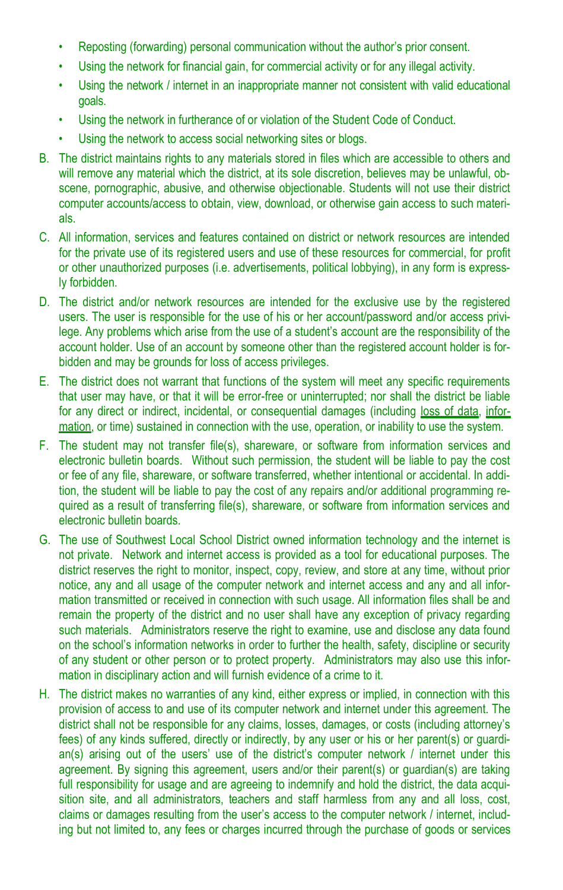- Reposting (forwarding) personal communication without the author's prior consent.
- Using the network for financial gain, for commercial activity or for any illegal activity.
- Using the network / internet in an inappropriate manner not consistent with valid educational goals.
- Using the network in furtherance of or violation of the Student Code of Conduct.
- Using the network to access social networking sites or blogs.

B. The district maintains rights to any materials stored in files which are accessible to others and will remove any material which the district, at its sole discretion, believes may be unlawful, obscene, pornographic, abusive, and otherwise objectionable. Students will not use their district computer accounts/access to obtain, view, download, or otherwise gain access to such materials.

C. All information, services and features contained on district or network resources are intended for the private use of its registered users and use of these resources for commercial, for profit or other unauthorized purposes (i.e. advertisements, political lobbying), in any form is expressly forbidden.

D. The district and/or network resources are intended for the exclusive use by the registered users. The user is responsible for the use of his or her account/password and/or access privilege. Any problems which arise from the use of a student's account are the responsibility of the account holder. Use of an account by someone other than the registered account holder is forbidden and may be grounds for loss of access privileges.

E. The district does not warrant that functions of the system will meet any specific requirements that user may have, or that it will be error-free or uninterrupted; nor shall the district be liable for any direct or indirect, incidental, or consequential damages (including loss of data, information, or time) sustained in connection with the use, operation, or inability to use the system.

F. The student may not transfer file(s), shareware, or software from information services and electronic bulletin boards. Without such permission, the student will be liable to pay the cost or fee of any file, shareware, or software transferred, whether intentional or accidental. In addition, the student will be liable to pay the cost of any repairs and/or additional programming required as a result of transferring file(s), shareware, or software from information services and electronic bulletin boards.

G. The use of Southwest Local School District owned information technology and the internet is not private. Network and internet access is provided as a tool for educational purposes. The district reserves the right to monitor, inspect, copy, review, and store at any time, without prior notice, any and all usage of the computer network and internet access and any and all information transmitted or received in connection with such usage. All information files shall be and remain the property of the district and no user shall have any exception of privacy regarding such materials. Administrators reserve the right to examine, use and disclose any data found on the school's information networks in order to further the health, safety, discipline or security of any student or other person or to protect property. Administrators may also use this information in disciplinary action and will furnish evidence of a crime to it.

H. The district makes no warranties of any kind, either express or implied, in connection with this provision of access to and use of its computer network and internet under this agreement. The district shall not be responsible for any claims, losses, damages, or costs (including attorney's fees) of any kinds suffered, directly or indirectly, by any user or his or her parent(s) or guardian(s) arising out of the users' use of the district's computer network / internet under this agreement. By signing this agreement, users and/or their parent(s) or guardian(s) are taking full responsibility for usage and are agreeing to indemnify and hold the district, the data acquisition site, and all administrators, teachers and staff harmless from any and all loss, cost, claims or damages resulting from the user's access to the computer network / internet, including but not limited to, any fees or charges incurred through the purchase of goods or services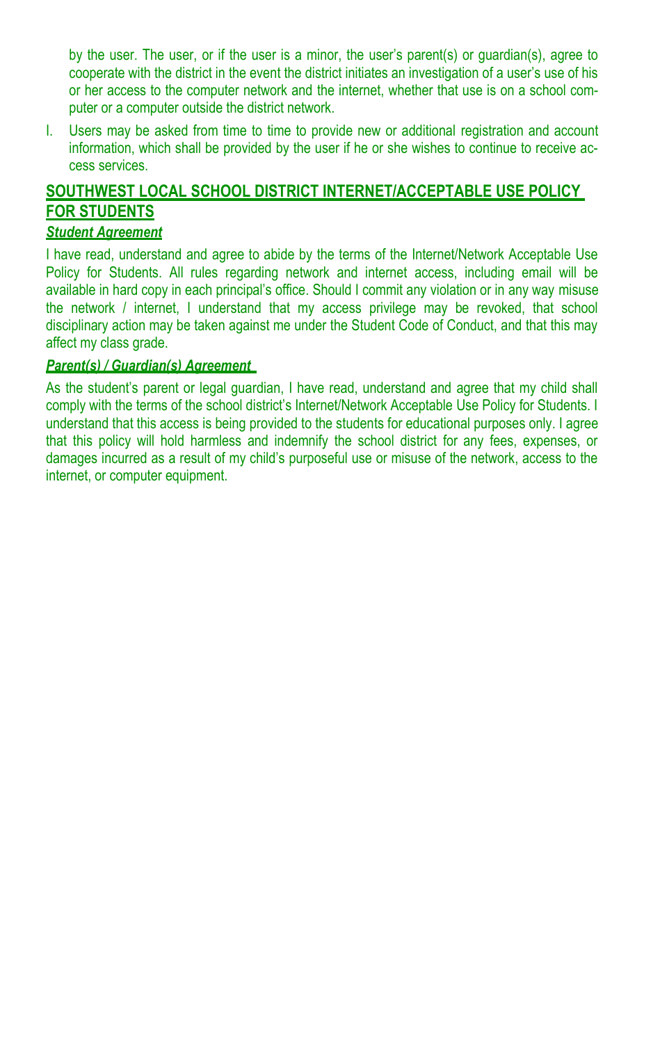by the user. The user, or if the user is a minor, the user's parent(s) or guardian(s), agree to cooperate with the district in the event the district initiates an investigation of a user's use of his or her access to the computer network and the internet, whether that use is on a school computer or a computer outside the district network.

I. Users may be asked from time to time to provide new or additional registration and account information, which shall be provided by the user if he or she wishes to continue to receive access services.

## SOUTHWEST LOCAL SCHOOL DISTRICT INTERNET/ACCEPTABLE USE POLICY FOR STUDENTS

### *Student Agreement*

I have read, understand and agree to abide by the terms of the Internet/Network Acceptable Use Policy for Students. All rules regarding network and internet access, including email will be available in hard copy in each principal's office. Should I commit any violation or in any way misuse the network / internet, I understand that my access privilege may be revoked, that school disciplinary action may be taken against me under the Student Code of Conduct, and that this may affect my class grade.

### *Parent(s) / Guardian(s) Agreement*

As the student's parent or legal guardian, I have read, understand and agree that my child shall comply with the terms of the school district's Internet/Network Acceptable Use Policy for Students. I understand that this access is being provided to the students for educational purposes only. I agree that this policy will hold harmless and indemnify the school district for any fees, expenses, or damages incurred as a result of my child's purposeful use or misuse of the network, access to the internet, or computer equipment.